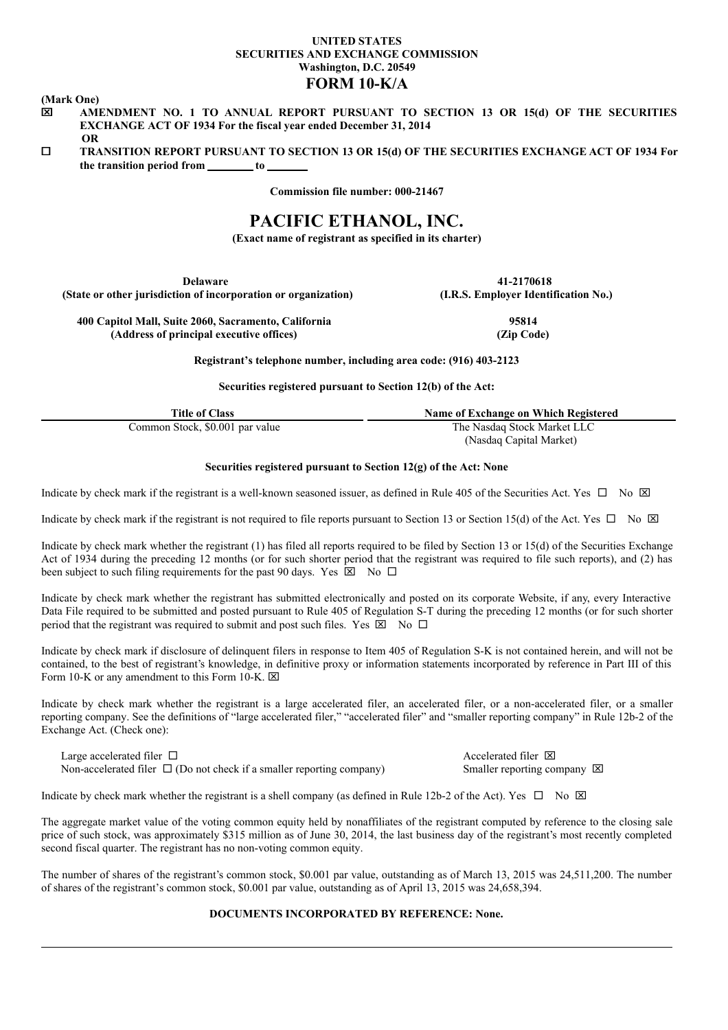**UNITED STATES**
**SECURITIES AND EXCHANGE COMMISSION**
**Washington, D.C. 20549**

# FORM 10-K/A

**(Mark One)**

☒ **AMENDMENT NO. 1 TO ANNUAL REPORT PURSUANT TO SECTION 13 OR 15(d) OF THE SECURITIES EXCHANGE ACT OF 1934 For the fiscal year ended December 31, 2014**

**OR**

☐ **TRANSITION REPORT PURSUANT TO SECTION 13 OR 15(d) OF THE SECURITIES EXCHANGE ACT OF 1934 For the transition period from \_\_\_\_\_\_\_\_ to \_\_\_\_\_\_\_**

**Commission file number: 000-21467**

# PACIFIC ETHANOL, INC.

**(Exact name of registrant as specified in its charter)**

| | |
|---|---|
| **Delaware** | **41-2170618** |
| **(State or other jurisdiction of incorporation or organization)** | **(I.R.S. Employer Identification No.)** |
| **400 Capitol Mall, Suite 2060, Sacramento, California** | **95814** |
| **(Address of principal executive offices)** | **(Zip Code)** |

**Registrant's telephone number, including area code: (916) 403-2123**

**Securities registered pursuant to Section 12(b) of the Act:**

| Title of Class | Name of Exchange on Which Registered |
|---|---|
| Common Stock, $0.001 par value | The Nasdaq Stock Market LLC (Nasdaq Capital Market) |

**Securities registered pursuant to Section 12(g) of the Act: None**

Indicate by check mark if the registrant is a well-known seasoned issuer, as defined in Rule 405 of the Securities Act. Yes ☐ No ☒

Indicate by check mark if the registrant is not required to file reports pursuant to Section 13 or Section 15(d) of the Act. Yes ☐ No ☒

Indicate by check mark whether the registrant (1) has filed all reports required to be filed by Section 13 or 15(d) of the Securities Exchange Act of 1934 during the preceding 12 months (or for such shorter period that the registrant was required to file such reports), and (2) has been subject to such filing requirements for the past 90 days. Yes ☒ No ☐

Indicate by check mark whether the registrant has submitted electronically and posted on its corporate Website, if any, every Interactive Data File required to be submitted and posted pursuant to Rule 405 of Regulation S-T during the preceding 12 months (or for such shorter period that the registrant was required to submit and post such files. Yes ☒ No ☐

Indicate by check mark if disclosure of delinquent filers in response to Item 405 of Regulation S-K is not contained herein, and will not be contained, to the best of registrant's knowledge, in definitive proxy or information statements incorporated by reference in Part III of this Form 10-K or any amendment to this Form 10-K. ☒

Indicate by check mark whether the registrant is a large accelerated filer, an accelerated filer, or a non-accelerated filer, or a smaller reporting company. See the definitions of "large accelerated filer," "accelerated filer" and "smaller reporting company" in Rule 12b-2 of the Exchange Act. (Check one):

| | |
|---|---|
| Large accelerated filer ☐ | Accelerated filer ☒ |
| Non-accelerated filer ☐ (Do not check if a smaller reporting company) | Smaller reporting company ☒ |

Indicate by check mark whether the registrant is a shell company (as defined in Rule 12b-2 of the Act). Yes ☐ No ☒

The aggregate market value of the voting common equity held by nonaffiliates of the registrant computed by reference to the closing sale price of such stock, was approximately $315 million as of June 30, 2014, the last business day of the registrant's most recently completed second fiscal quarter. The registrant has no non-voting common equity.

The number of shares of the registrant's common stock, $0.001 par value, outstanding as of March 13, 2015 was 24,511,200. The number of shares of the registrant's common stock, $0.001 par value, outstanding as of April 13, 2015 was 24,658,394.

**DOCUMENTS INCORPORATED BY REFERENCE: None.**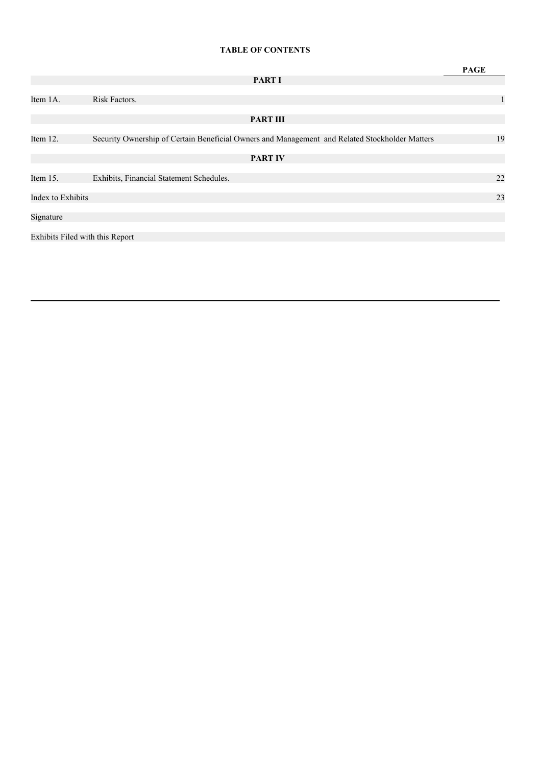**TABLE OF CONTENTS**

| | | PAGE |
|---|---|---|
| | **PART I** | |
| Item 1A. | Risk Factors. | 1 |
| | **PART III** | |
| Item 12. | Security Ownership of Certain Beneficial Owners and Management and Related Stockholder Matters | 19 |
| | **PART IV** | |
| Item 15. | Exhibits, Financial Statement Schedules. | 22 |
| Index to Exhibits | | 23 |
| Signature | | |
| Exhibits Filed with this Report | | |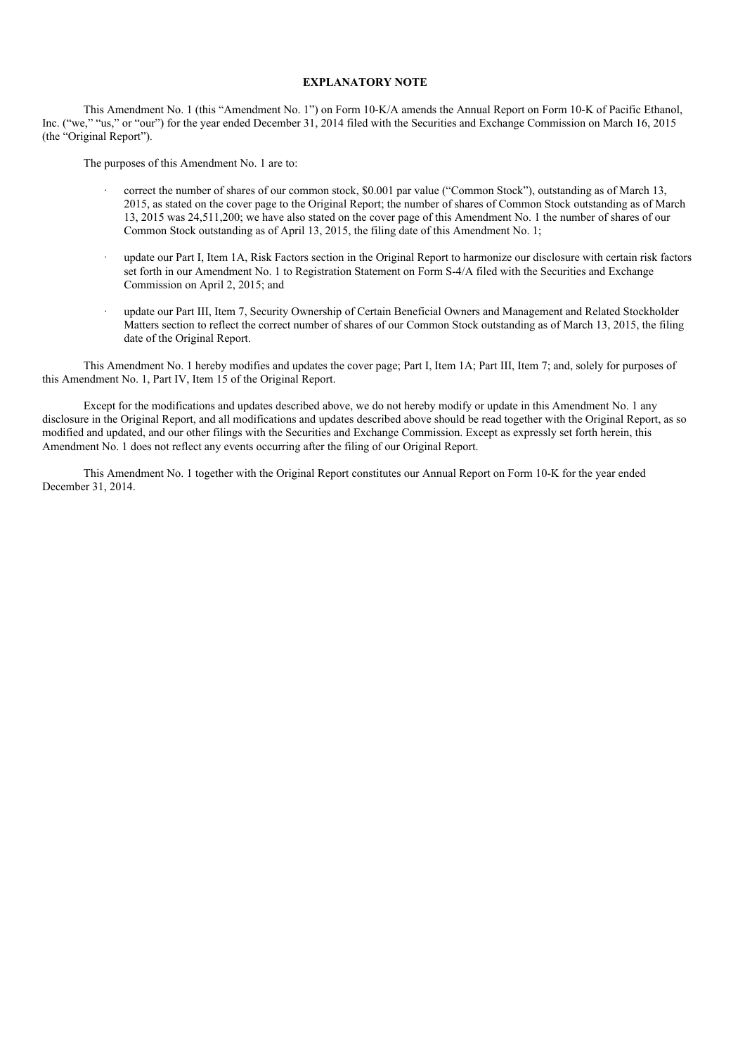**EXPLANATORY NOTE**

This Amendment No. 1 (this "Amendment No. 1") on Form 10-K/A amends the Annual Report on Form 10-K of Pacific Ethanol, Inc. ("we," "us," or "our") for the year ended December 31, 2014 filed with the Securities and Exchange Commission on March 16, 2015 (the "Original Report").

The purposes of this Amendment No. 1 are to:

- correct the number of shares of our common stock, $0.001 par value ("Common Stock"), outstanding as of March 13, 2015, as stated on the cover page to the Original Report; the number of shares of Common Stock outstanding as of March 13, 2015 was 24,511,200; we have also stated on the cover page of this Amendment No. 1 the number of shares of our Common Stock outstanding as of April 13, 2015, the filing date of this Amendment No. 1;
- update our Part I, Item 1A, Risk Factors section in the Original Report to harmonize our disclosure with certain risk factors set forth in our Amendment No. 1 to Registration Statement on Form S-4/A filed with the Securities and Exchange Commission on April 2, 2015; and
- update our Part III, Item 7, Security Ownership of Certain Beneficial Owners and Management and Related Stockholder Matters section to reflect the correct number of shares of our Common Stock outstanding as of March 13, 2015, the filing date of the Original Report.

This Amendment No. 1 hereby modifies and updates the cover page; Part I, Item 1A; Part III, Item 7; and, solely for purposes of this Amendment No. 1, Part IV, Item 15 of the Original Report.

Except for the modifications and updates described above, we do not hereby modify or update in this Amendment No. 1 any disclosure in the Original Report, and all modifications and updates described above should be read together with the Original Report, as so modified and updated, and our other filings with the Securities and Exchange Commission. Except as expressly set forth herein, this Amendment No. 1 does not reflect any events occurring after the filing of our Original Report.

This Amendment No. 1 together with the Original Report constitutes our Annual Report on Form 10-K for the year ended December 31, 2014.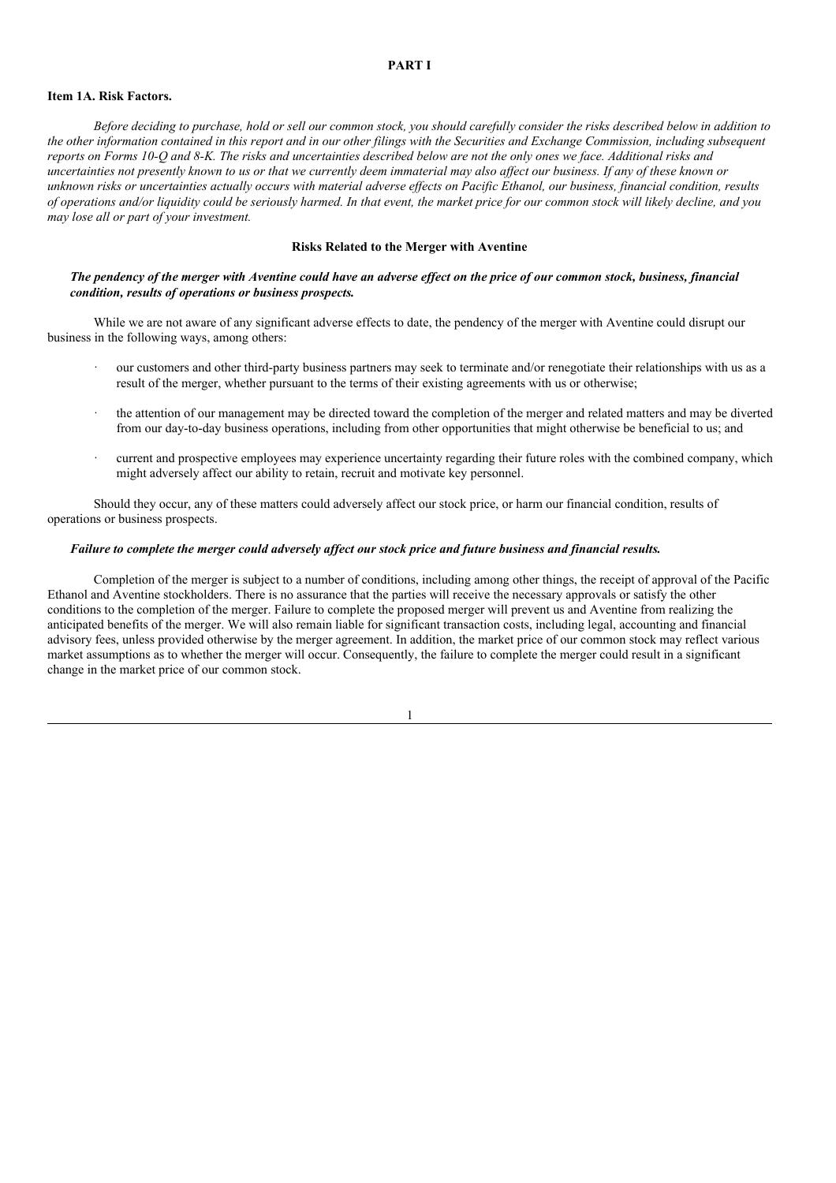# PART I

## Item 1A. Risk Factors.

*Before deciding to purchase, hold or sell our common stock, you should carefully consider the risks described below in addition to the other information contained in this report and in our other filings with the Securities and Exchange Commission, including subsequent reports on Forms 10-Q and 8-K. The risks and uncertainties described below are not the only ones we face. Additional risks and uncertainties not presently known to us or that we currently deem immaterial may also affect our business. If any of these known or unknown risks or uncertainties actually occurs with material adverse effects on Pacific Ethanol, our business, financial condition, results of operations and/or liquidity could be seriously harmed. In that event, the market price for our common stock will likely decline, and you may lose all or part of your investment.*

### Risks Related to the Merger with Aventine

***The pendency of the merger with Aventine could have an adverse effect on the price of our common stock, business, financial condition, results of operations or business prospects.***

While we are not aware of any significant adverse effects to date, the pendency of the merger with Aventine could disrupt our business in the following ways, among others:

- our customers and other third-party business partners may seek to terminate and/or renegotiate their relationships with us as a result of the merger, whether pursuant to the terms of their existing agreements with us or otherwise;
- the attention of our management may be directed toward the completion of the merger and related matters and may be diverted from our day-to-day business operations, including from other opportunities that might otherwise be beneficial to us; and
- current and prospective employees may experience uncertainty regarding their future roles with the combined company, which might adversely affect our ability to retain, recruit and motivate key personnel.

Should they occur, any of these matters could adversely affect our stock price, or harm our financial condition, results of operations or business prospects.

***Failure to complete the merger could adversely affect our stock price and future business and financial results.***

Completion of the merger is subject to a number of conditions, including among other things, the receipt of approval of the Pacific Ethanol and Aventine stockholders. There is no assurance that the parties will receive the necessary approvals or satisfy the other conditions to the completion of the merger. Failure to complete the proposed merger will prevent us and Aventine from realizing the anticipated benefits of the merger. We will also remain liable for significant transaction costs, including legal, accounting and financial advisory fees, unless provided otherwise by the merger agreement. In addition, the market price of our common stock may reflect various market assumptions as to whether the merger will occur. Consequently, the failure to complete the merger could result in a significant change in the market price of our common stock.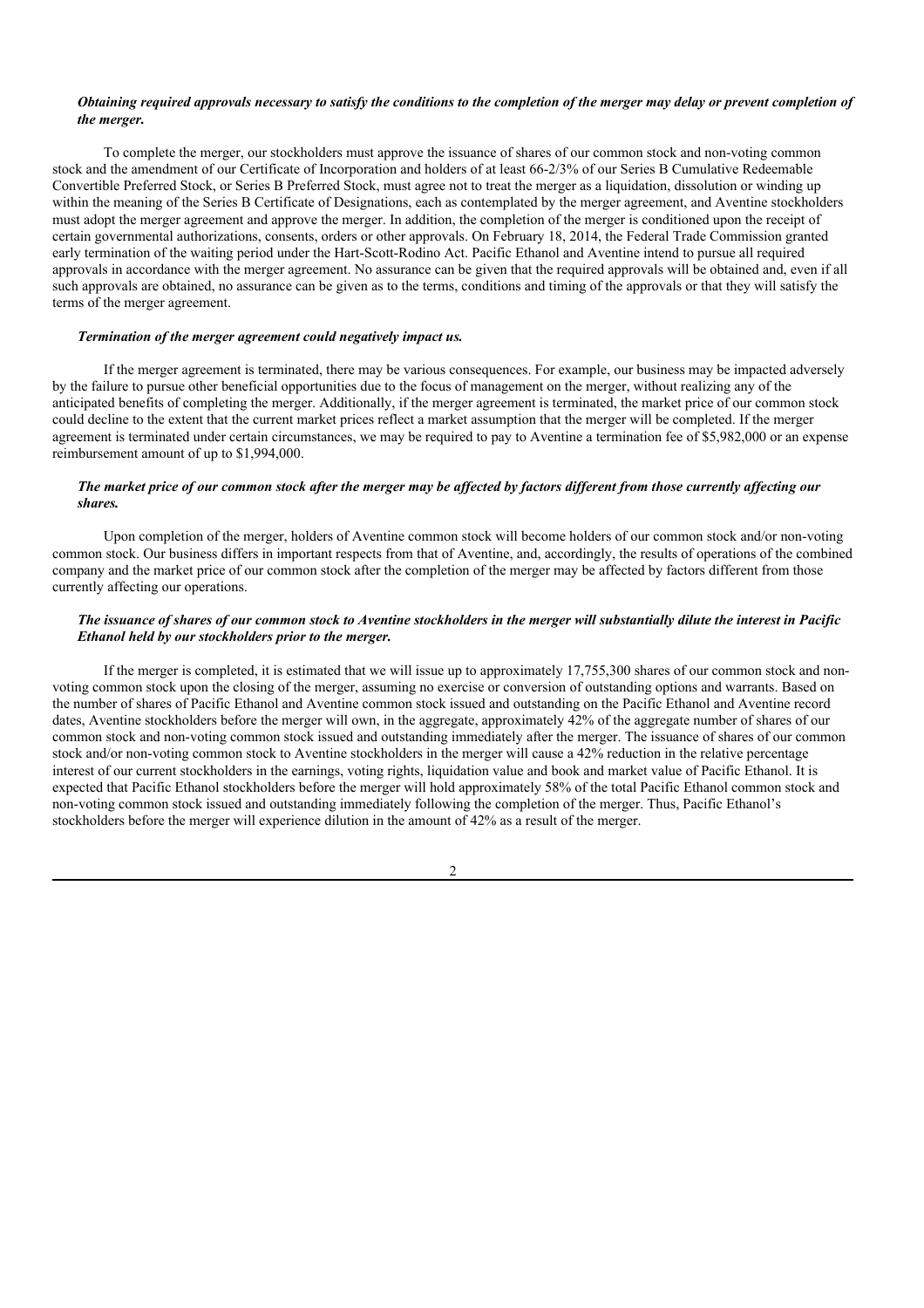***Obtaining required approvals necessary to satisfy the conditions to the completion of the merger may delay or prevent completion of the merger.***

To complete the merger, our stockholders must approve the issuance of shares of our common stock and non-voting common stock and the amendment of our Certificate of Incorporation and holders of at least 66-2/3% of our Series B Cumulative Redeemable Convertible Preferred Stock, or Series B Preferred Stock, must agree not to treat the merger as a liquidation, dissolution or winding up within the meaning of the Series B Certificate of Designations, each as contemplated by the merger agreement, and Aventine stockholders must adopt the merger agreement and approve the merger. In addition, the completion of the merger is conditioned upon the receipt of certain governmental authorizations, consents, orders or other approvals. On February 18, 2014, the Federal Trade Commission granted early termination of the waiting period under the Hart-Scott-Rodino Act. Pacific Ethanol and Aventine intend to pursue all required approvals in accordance with the merger agreement. No assurance can be given that the required approvals will be obtained and, even if all such approvals are obtained, no assurance can be given as to the terms, conditions and timing of the approvals or that they will satisfy the terms of the merger agreement.

***Termination of the merger agreement could negatively impact us.***

If the merger agreement is terminated, there may be various consequences. For example, our business may be impacted adversely by the failure to pursue other beneficial opportunities due to the focus of management on the merger, without realizing any of the anticipated benefits of completing the merger. Additionally, if the merger agreement is terminated, the market price of our common stock could decline to the extent that the current market prices reflect a market assumption that the merger will be completed. If the merger agreement is terminated under certain circumstances, we may be required to pay to Aventine a termination fee of $5,982,000 or an expense reimbursement amount of up to $1,994,000.

***The market price of our common stock after the merger may be affected by factors different from those currently affecting our shares.***

Upon completion of the merger, holders of Aventine common stock will become holders of our common stock and/or non-voting common stock. Our business differs in important respects from that of Aventine, and, accordingly, the results of operations of the combined company and the market price of our common stock after the completion of the merger may be affected by factors different from those currently affecting our operations.

***The issuance of shares of our common stock to Aventine stockholders in the merger will substantially dilute the interest in Pacific Ethanol held by our stockholders prior to the merger.***

If the merger is completed, it is estimated that we will issue up to approximately 17,755,300 shares of our common stock and non-voting common stock upon the closing of the merger, assuming no exercise or conversion of outstanding options and warrants. Based on the number of shares of Pacific Ethanol and Aventine common stock issued and outstanding on the Pacific Ethanol and Aventine record dates, Aventine stockholders before the merger will own, in the aggregate, approximately 42% of the aggregate number of shares of our common stock and non-voting common stock issued and outstanding immediately after the merger. The issuance of shares of our common stock and/or non-voting common stock to Aventine stockholders in the merger will cause a 42% reduction in the relative percentage interest of our current stockholders in the earnings, voting rights, liquidation value and book and market value of Pacific Ethanol. It is expected that Pacific Ethanol stockholders before the merger will hold approximately 58% of the total Pacific Ethanol common stock and non-voting common stock issued and outstanding immediately following the completion of the merger. Thus, Pacific Ethanol's stockholders before the merger will experience dilution in the amount of 42% as a result of the merger.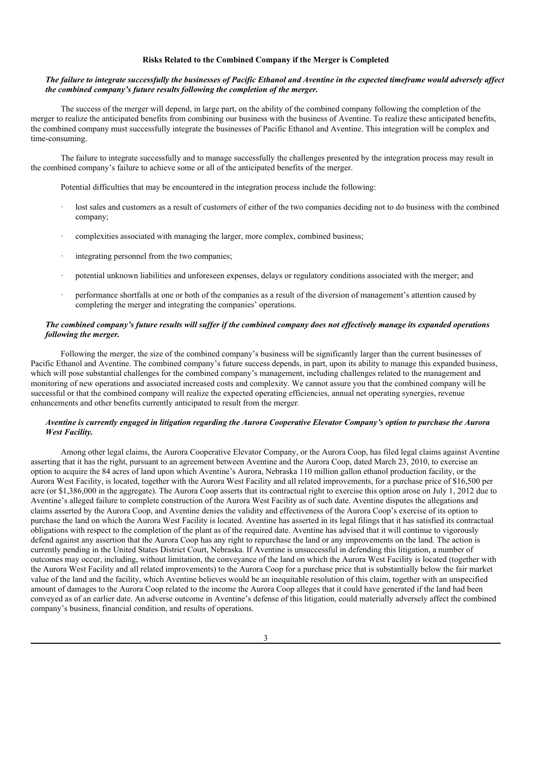## Risks Related to the Combined Company if the Merger is Completed

***The failure to integrate successfully the businesses of Pacific Ethanol and Aventine in the expected timeframe would adversely affect the combined company's future results following the completion of the merger.***

The success of the merger will depend, in large part, on the ability of the combined company following the completion of the merger to realize the anticipated benefits from combining our business with the business of Aventine. To realize these anticipated benefits, the combined company must successfully integrate the businesses of Pacific Ethanol and Aventine. This integration will be complex and time-consuming.

The failure to integrate successfully and to manage successfully the challenges presented by the integration process may result in the combined company's failure to achieve some or all of the anticipated benefits of the merger.

Potential difficulties that may be encountered in the integration process include the following:

- lost sales and customers as a result of customers of either of the two companies deciding not to do business with the combined company;
- complexities associated with managing the larger, more complex, combined business;
- integrating personnel from the two companies;
- potential unknown liabilities and unforeseen expenses, delays or regulatory conditions associated with the merger; and
- performance shortfalls at one or both of the companies as a result of the diversion of management's attention caused by completing the merger and integrating the companies' operations.

***The combined company's future results will suffer if the combined company does not effectively manage its expanded operations following the merger.***

Following the merger, the size of the combined company's business will be significantly larger than the current businesses of Pacific Ethanol and Aventine. The combined company's future success depends, in part, upon its ability to manage this expanded business, which will pose substantial challenges for the combined company's management, including challenges related to the management and monitoring of new operations and associated increased costs and complexity. We cannot assure you that the combined company will be successful or that the combined company will realize the expected operating efficiencies, annual net operating synergies, revenue enhancements and other benefits currently anticipated to result from the merger.

***Aventine is currently engaged in litigation regarding the Aurora Cooperative Elevator Company's option to purchase the Aurora West Facility.***

Among other legal claims, the Aurora Cooperative Elevator Company, or the Aurora Coop, has filed legal claims against Aventine asserting that it has the right, pursuant to an agreement between Aventine and the Aurora Coop, dated March 23, 2010, to exercise an option to acquire the 84 acres of land upon which Aventine's Aurora, Nebraska 110 million gallon ethanol production facility, or the Aurora West Facility, is located, together with the Aurora West Facility and all related improvements, for a purchase price of $16,500 per acre (or $1,386,000 in the aggregate). The Aurora Coop asserts that its contractual right to exercise this option arose on July 1, 2012 due to Aventine's alleged failure to complete construction of the Aurora West Facility as of such date. Aventine disputes the allegations and claims asserted by the Aurora Coop, and Aventine denies the validity and effectiveness of the Aurora Coop's exercise of its option to purchase the land on which the Aurora West Facility is located. Aventine has asserted in its legal filings that it has satisfied its contractual obligations with respect to the completion of the plant as of the required date. Aventine has advised that it will continue to vigorously defend against any assertion that the Aurora Coop has any right to repurchase the land or any improvements on the land. The action is currently pending in the United States District Court, Nebraska. If Aventine is unsuccessful in defending this litigation, a number of outcomes may occur, including, without limitation, the conveyance of the land on which the Aurora West Facility is located (together with the Aurora West Facility and all related improvements) to the Aurora Coop for a purchase price that is substantially below the fair market value of the land and the facility, which Aventine believes would be an inequitable resolution of this claim, together with an unspecified amount of damages to the Aurora Coop related to the income the Aurora Coop alleges that it could have generated if the land had been conveyed as of an earlier date. An adverse outcome in Aventine's defense of this litigation, could materially adversely affect the combined company's business, financial condition, and results of operations.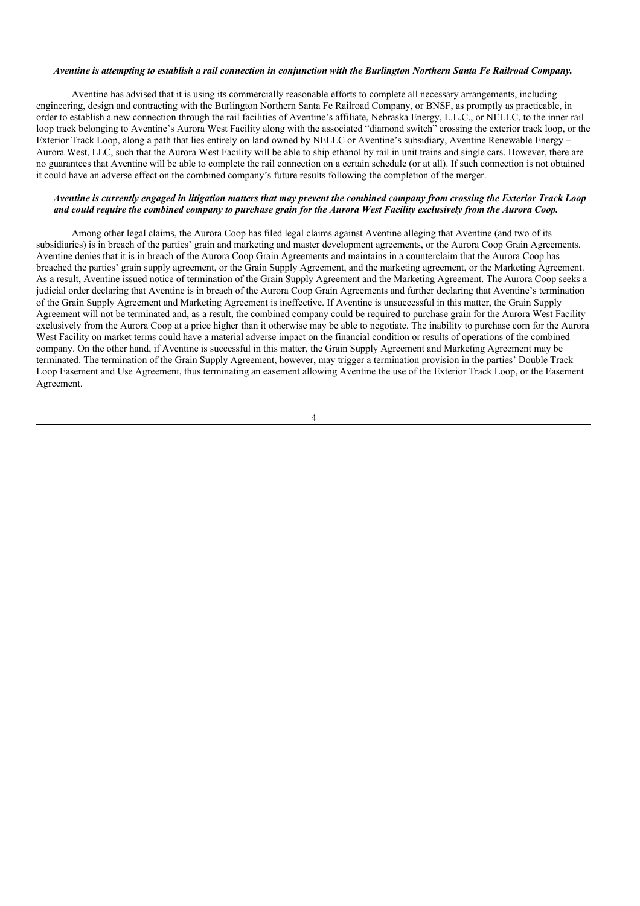***Aventine is attempting to establish a rail connection in conjunction with the Burlington Northern Santa Fe Railroad Company.***

Aventine has advised that it is using its commercially reasonable efforts to complete all necessary arrangements, including engineering, design and contracting with the Burlington Northern Santa Fe Railroad Company, or BNSF, as promptly as practicable, in order to establish a new connection through the rail facilities of Aventine's affiliate, Nebraska Energy, L.L.C., or NELLC, to the inner rail loop track belonging to Aventine's Aurora West Facility along with the associated "diamond switch" crossing the exterior track loop, or the Exterior Track Loop, along a path that lies entirely on land owned by NELLC or Aventine's subsidiary, Aventine Renewable Energy – Aurora West, LLC, such that the Aurora West Facility will be able to ship ethanol by rail in unit trains and single cars. However, there are no guarantees that Aventine will be able to complete the rail connection on a certain schedule (or at all). If such connection is not obtained it could have an adverse effect on the combined company's future results following the completion of the merger.

***Aventine is currently engaged in litigation matters that may prevent the combined company from crossing the Exterior Track Loop and could require the combined company to purchase grain for the Aurora West Facility exclusively from the Aurora Coop.***

Among other legal claims, the Aurora Coop has filed legal claims against Aventine alleging that Aventine (and two of its subsidiaries) is in breach of the parties' grain and marketing and master development agreements, or the Aurora Coop Grain Agreements. Aventine denies that it is in breach of the Aurora Coop Grain Agreements and maintains in a counterclaim that the Aurora Coop has breached the parties' grain supply agreement, or the Grain Supply Agreement, and the marketing agreement, or the Marketing Agreement. As a result, Aventine issued notice of termination of the Grain Supply Agreement and the Marketing Agreement. The Aurora Coop seeks a judicial order declaring that Aventine is in breach of the Aurora Coop Grain Agreements and further declaring that Aventine's termination of the Grain Supply Agreement and Marketing Agreement is ineffective. If Aventine is unsuccessful in this matter, the Grain Supply Agreement will not be terminated and, as a result, the combined company could be required to purchase grain for the Aurora West Facility exclusively from the Aurora Coop at a price higher than it otherwise may be able to negotiate. The inability to purchase corn for the Aurora West Facility on market terms could have a material adverse impact on the financial condition or results of operations of the combined company. On the other hand, if Aventine is successful in this matter, the Grain Supply Agreement and Marketing Agreement may be terminated. The termination of the Grain Supply Agreement, however, may trigger a termination provision in the parties' Double Track Loop Easement and Use Agreement, thus terminating an easement allowing Aventine the use of the Exterior Track Loop, or the Easement Agreement.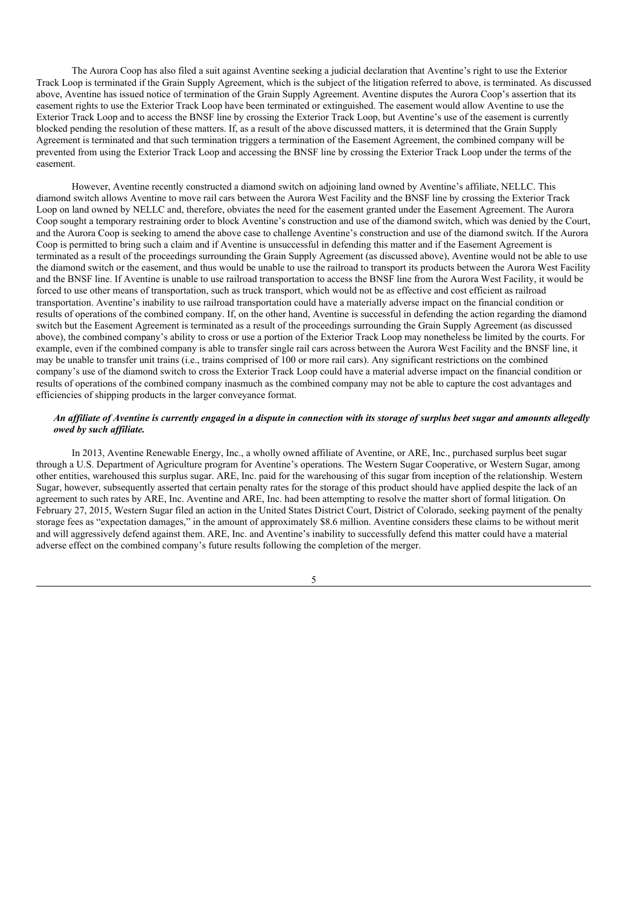The Aurora Coop has also filed a suit against Aventine seeking a judicial declaration that Aventine's right to use the Exterior Track Loop is terminated if the Grain Supply Agreement, which is the subject of the litigation referred to above, is terminated. As discussed above, Aventine has issued notice of termination of the Grain Supply Agreement. Aventine disputes the Aurora Coop's assertion that its easement rights to use the Exterior Track Loop have been terminated or extinguished. The easement would allow Aventine to use the Exterior Track Loop and to access the BNSF line by crossing the Exterior Track Loop, but Aventine's use of the easement is currently blocked pending the resolution of these matters. If, as a result of the above discussed matters, it is determined that the Grain Supply Agreement is terminated and that such termination triggers a termination of the Easement Agreement, the combined company will be prevented from using the Exterior Track Loop and accessing the BNSF line by crossing the Exterior Track Loop under the terms of the easement.

However, Aventine recently constructed a diamond switch on adjoining land owned by Aventine's affiliate, NELLC. This diamond switch allows Aventine to move rail cars between the Aurora West Facility and the BNSF line by crossing the Exterior Track Loop on land owned by NELLC and, therefore, obviates the need for the easement granted under the Easement Agreement. The Aurora Coop sought a temporary restraining order to block Aventine's construction and use of the diamond switch, which was denied by the Court, and the Aurora Coop is seeking to amend the above case to challenge Aventine's construction and use of the diamond switch. If the Aurora Coop is permitted to bring such a claim and if Aventine is unsuccessful in defending this matter and if the Easement Agreement is terminated as a result of the proceedings surrounding the Grain Supply Agreement (as discussed above), Aventine would not be able to use the diamond switch or the easement, and thus would be unable to use the railroad to transport its products between the Aurora West Facility and the BNSF line. If Aventine is unable to use railroad transportation to access the BNSF line from the Aurora West Facility, it would be forced to use other means of transportation, such as truck transport, which would not be as effective and cost efficient as railroad transportation. Aventine's inability to use railroad transportation could have a materially adverse impact on the financial condition or results of operations of the combined company. If, on the other hand, Aventine is successful in defending the action regarding the diamond switch but the Easement Agreement is terminated as a result of the proceedings surrounding the Grain Supply Agreement (as discussed above), the combined company's ability to cross or use a portion of the Exterior Track Loop may nonetheless be limited by the courts. For example, even if the combined company is able to transfer single rail cars across between the Aurora West Facility and the BNSF line, it may be unable to transfer unit trains (i.e., trains comprised of 100 or more rail cars). Any significant restrictions on the combined company's use of the diamond switch to cross the Exterior Track Loop could have a material adverse impact on the financial condition or results of operations of the combined company inasmuch as the combined company may not be able to capture the cost advantages and efficiencies of shipping products in the larger conveyance format.

***An affiliate of Aventine is currently engaged in a dispute in connection with its storage of surplus beet sugar and amounts allegedly owed by such affiliate.***

In 2013, Aventine Renewable Energy, Inc., a wholly owned affiliate of Aventine, or ARE, Inc., purchased surplus beet sugar through a U.S. Department of Agriculture program for Aventine's operations. The Western Sugar Cooperative, or Western Sugar, among other entities, warehoused this surplus sugar. ARE, Inc. paid for the warehousing of this sugar from inception of the relationship. Western Sugar, however, subsequently asserted that certain penalty rates for the storage of this product should have applied despite the lack of an agreement to such rates by ARE, Inc. Aventine and ARE, Inc. had been attempting to resolve the matter short of formal litigation. On February 27, 2015, Western Sugar filed an action in the United States District Court, District of Colorado, seeking payment of the penalty storage fees as "expectation damages," in the amount of approximately $8.6 million. Aventine considers these claims to be without merit and will aggressively defend against them. ARE, Inc. and Aventine's inability to successfully defend this matter could have a material adverse effect on the combined company's future results following the completion of the merger.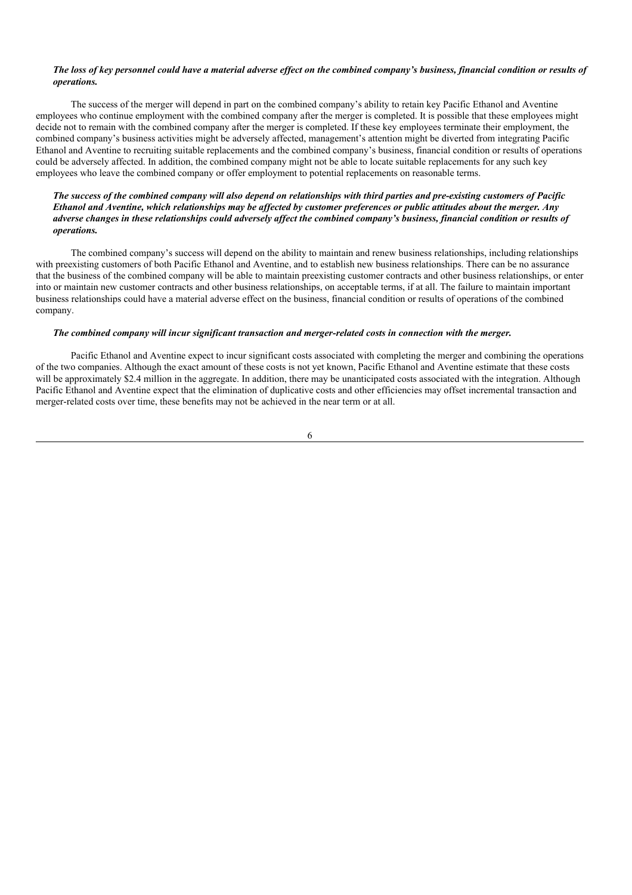***The loss of key personnel could have a material adverse effect on the combined company's business, financial condition or results of operations.***

The success of the merger will depend in part on the combined company's ability to retain key Pacific Ethanol and Aventine employees who continue employment with the combined company after the merger is completed. It is possible that these employees might decide not to remain with the combined company after the merger is completed. If these key employees terminate their employment, the combined company's business activities might be adversely affected, management's attention might be diverted from integrating Pacific Ethanol and Aventine to recruiting suitable replacements and the combined company's business, financial condition or results of operations could be adversely affected. In addition, the combined company might not be able to locate suitable replacements for any such key employees who leave the combined company or offer employment to potential replacements on reasonable terms.

***The success of the combined company will also depend on relationships with third parties and pre-existing customers of Pacific Ethanol and Aventine, which relationships may be affected by customer preferences or public attitudes about the merger. Any adverse changes in these relationships could adversely affect the combined company's business, financial condition or results of operations.***

The combined company's success will depend on the ability to maintain and renew business relationships, including relationships with preexisting customers of both Pacific Ethanol and Aventine, and to establish new business relationships. There can be no assurance that the business of the combined company will be able to maintain preexisting customer contracts and other business relationships, or enter into or maintain new customer contracts and other business relationships, on acceptable terms, if at all. The failure to maintain important business relationships could have a material adverse effect on the business, financial condition or results of operations of the combined company.

***The combined company will incur significant transaction and merger-related costs in connection with the merger.***

Pacific Ethanol and Aventine expect to incur significant costs associated with completing the merger and combining the operations of the two companies. Although the exact amount of these costs is not yet known, Pacific Ethanol and Aventine estimate that these costs will be approximately $2.4 million in the aggregate. In addition, there may be unanticipated costs associated with the integration. Although Pacific Ethanol and Aventine expect that the elimination of duplicative costs and other efficiencies may offset incremental transaction and merger-related costs over time, these benefits may not be achieved in the near term or at all.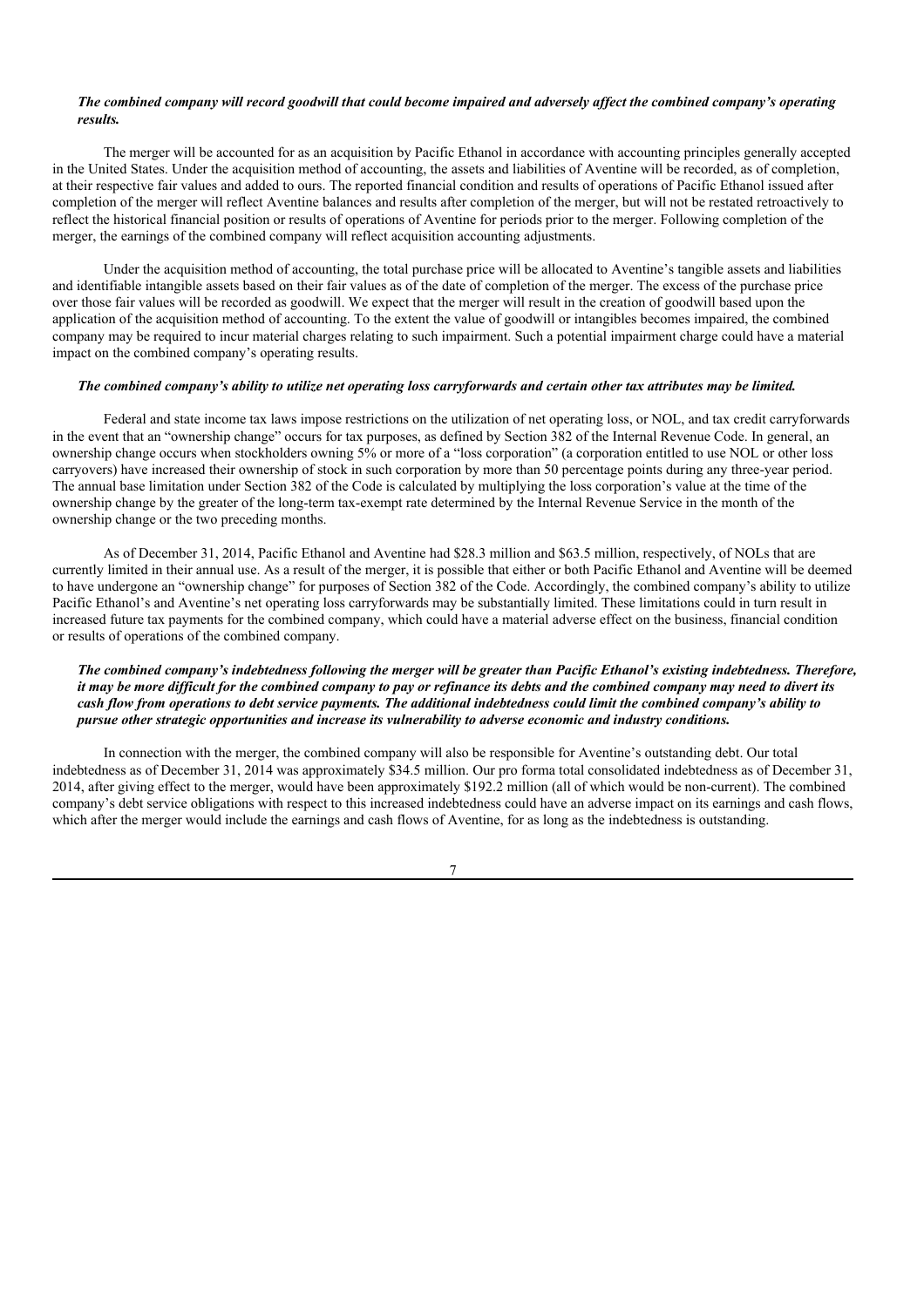***The combined company will record goodwill that could become impaired and adversely affect the combined company's operating results.***

The merger will be accounted for as an acquisition by Pacific Ethanol in accordance with accounting principles generally accepted in the United States. Under the acquisition method of accounting, the assets and liabilities of Aventine will be recorded, as of completion, at their respective fair values and added to ours. The reported financial condition and results of operations of Pacific Ethanol issued after completion of the merger will reflect Aventine balances and results after completion of the merger, but will not be restated retroactively to reflect the historical financial position or results of operations of Aventine for periods prior to the merger. Following completion of the merger, the earnings of the combined company will reflect acquisition accounting adjustments.

Under the acquisition method of accounting, the total purchase price will be allocated to Aventine's tangible assets and liabilities and identifiable intangible assets based on their fair values as of the date of completion of the merger. The excess of the purchase price over those fair values will be recorded as goodwill. We expect that the merger will result in the creation of goodwill based upon the application of the acquisition method of accounting. To the extent the value of goodwill or intangibles becomes impaired, the combined company may be required to incur material charges relating to such impairment. Such a potential impairment charge could have a material impact on the combined company's operating results.

***The combined company's ability to utilize net operating loss carryforwards and certain other tax attributes may be limited.***

Federal and state income tax laws impose restrictions on the utilization of net operating loss, or NOL, and tax credit carryforwards in the event that an "ownership change" occurs for tax purposes, as defined by Section 382 of the Internal Revenue Code. In general, an ownership change occurs when stockholders owning 5% or more of a "loss corporation" (a corporation entitled to use NOL or other loss carryovers) have increased their ownership of stock in such corporation by more than 50 percentage points during any three-year period. The annual base limitation under Section 382 of the Code is calculated by multiplying the loss corporation's value at the time of the ownership change by the greater of the long-term tax-exempt rate determined by the Internal Revenue Service in the month of the ownership change or the two preceding months.

As of December 31, 2014, Pacific Ethanol and Aventine had $28.3 million and $63.5 million, respectively, of NOLs that are currently limited in their annual use. As a result of the merger, it is possible that either or both Pacific Ethanol and Aventine will be deemed to have undergone an "ownership change" for purposes of Section 382 of the Code. Accordingly, the combined company's ability to utilize Pacific Ethanol's and Aventine's net operating loss carryforwards may be substantially limited. These limitations could in turn result in increased future tax payments for the combined company, which could have a material adverse effect on the business, financial condition or results of operations of the combined company.

***The combined company's indebtedness following the merger will be greater than Pacific Ethanol's existing indebtedness. Therefore, it may be more difficult for the combined company to pay or refinance its debts and the combined company may need to divert its cash flow from operations to debt service payments. The additional indebtedness could limit the combined company's ability to pursue other strategic opportunities and increase its vulnerability to adverse economic and industry conditions.***

In connection with the merger, the combined company will also be responsible for Aventine's outstanding debt. Our total indebtedness as of December 31, 2014 was approximately $34.5 million. Our pro forma total consolidated indebtedness as of December 31, 2014, after giving effect to the merger, would have been approximately $192.2 million (all of which would be non-current). The combined company's debt service obligations with respect to this increased indebtedness could have an adverse impact on its earnings and cash flows, which after the merger would include the earnings and cash flows of Aventine, for as long as the indebtedness is outstanding.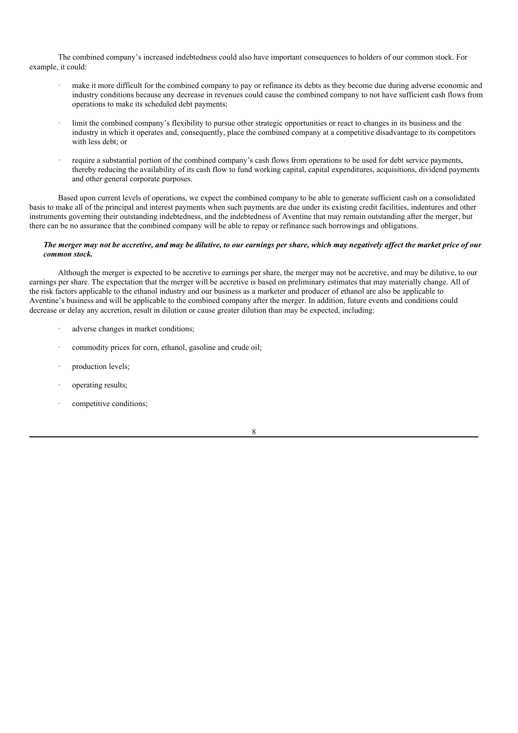The combined company's increased indebtedness could also have important consequences to holders of our common stock. For example, it could:

- make it more difficult for the combined company to pay or refinance its debts as they become due during adverse economic and industry conditions because any decrease in revenues could cause the combined company to not have sufficient cash flows from operations to make its scheduled debt payments;
- limit the combined company's flexibility to pursue other strategic opportunities or react to changes in its business and the industry in which it operates and, consequently, place the combined company at a competitive disadvantage to its competitors with less debt; or
- require a substantial portion of the combined company's cash flows from operations to be used for debt service payments, thereby reducing the availability of its cash flow to fund working capital, capital expenditures, acquisitions, dividend payments and other general corporate purposes.

Based upon current levels of operations, we expect the combined company to be able to generate sufficient cash on a consolidated basis to make all of the principal and interest payments when such payments are due under its existing credit facilities, indentures and other instruments governing their outstanding indebtedness, and the indebtedness of Aventine that may remain outstanding after the merger, but there can be no assurance that the combined company will be able to repay or refinance such borrowings and obligations.

***The merger may not be accretive, and may be dilutive, to our earnings per share, which may negatively affect the market price of our common stock.***

Although the merger is expected to be accretive to earnings per share, the merger may not be accretive, and may be dilutive, to our earnings per share. The expectation that the merger will be accretive is based on preliminary estimates that may materially change. All of the risk factors applicable to the ethanol industry and our business as a marketer and producer of ethanol are also be applicable to Aventine's business and will be applicable to the combined company after the merger. In addition, future events and conditions could decrease or delay any accretion, result in dilution or cause greater dilution than may be expected, including:

- adverse changes in market conditions;
- commodity prices for corn, ethanol, gasoline and crude oil;
- production levels;
- operating results;
- competitive conditions;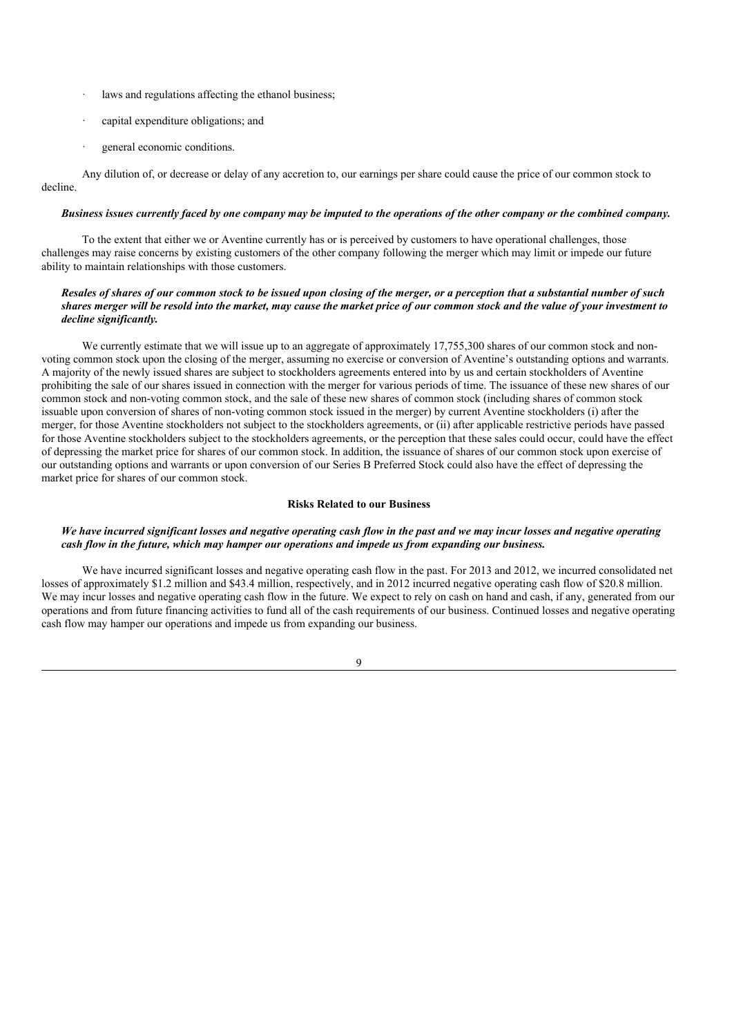- laws and regulations affecting the ethanol business;
- capital expenditure obligations; and
- general economic conditions.

Any dilution of, or decrease or delay of any accretion to, our earnings per share could cause the price of our common stock to decline.

***Business issues currently faced by one company may be imputed to the operations of the other company or the combined company.***

To the extent that either we or Aventine currently has or is perceived by customers to have operational challenges, those challenges may raise concerns by existing customers of the other company following the merger which may limit or impede our future ability to maintain relationships with those customers.

***Resales of shares of our common stock to be issued upon closing of the merger, or a perception that a substantial number of such shares merger will be resold into the market, may cause the market price of our common stock and the value of your investment to decline significantly.***

We currently estimate that we will issue up to an aggregate of approximately 17,755,300 shares of our common stock and non-voting common stock upon the closing of the merger, assuming no exercise or conversion of Aventine's outstanding options and warrants. A majority of the newly issued shares are subject to stockholders agreements entered into by us and certain stockholders of Aventine prohibiting the sale of our shares issued in connection with the merger for various periods of time. The issuance of these new shares of our common stock and non-voting common stock, and the sale of these new shares of common stock (including shares of common stock issuable upon conversion of shares of non-voting common stock issued in the merger) by current Aventine stockholders (i) after the merger, for those Aventine stockholders not subject to the stockholders agreements, or (ii) after applicable restrictive periods have passed for those Aventine stockholders subject to the stockholders agreements, or the perception that these sales could occur, could have the effect of depressing the market price for shares of our common stock. In addition, the issuance of shares of our common stock upon exercise of our outstanding options and warrants or upon conversion of our Series B Preferred Stock could also have the effect of depressing the market price for shares of our common stock.

**Risks Related to our Business**

***We have incurred significant losses and negative operating cash flow in the past and we may incur losses and negative operating cash flow in the future, which may hamper our operations and impede us from expanding our business.***

We have incurred significant losses and negative operating cash flow in the past. For 2013 and 2012, we incurred consolidated net losses of approximately $1.2 million and $43.4 million, respectively, and in 2012 incurred negative operating cash flow of $20.8 million. We may incur losses and negative operating cash flow in the future. We expect to rely on cash on hand and cash, if any, generated from our operations and from future financing activities to fund all of the cash requirements of our business. Continued losses and negative operating cash flow may hamper our operations and impede us from expanding our business.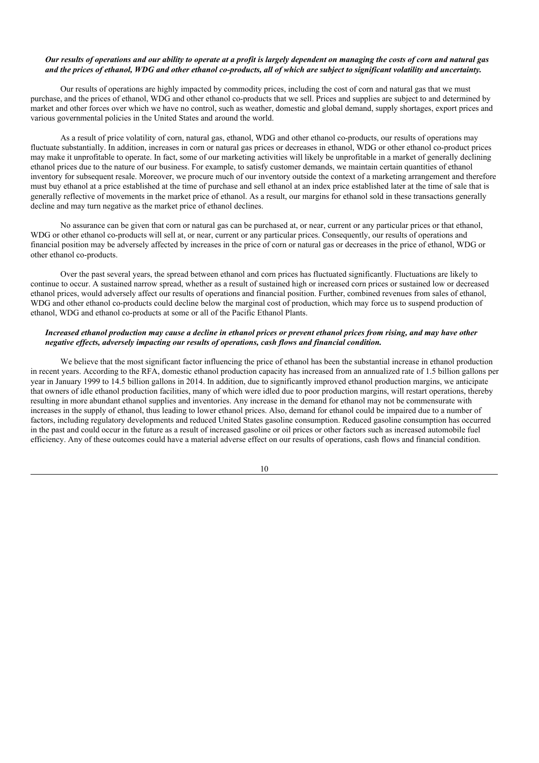***Our results of operations and our ability to operate at a profit is largely dependent on managing the costs of corn and natural gas and the prices of ethanol, WDG and other ethanol co-products, all of which are subject to significant volatility and uncertainty.***

Our results of operations are highly impacted by commodity prices, including the cost of corn and natural gas that we must purchase, and the prices of ethanol, WDG and other ethanol co-products that we sell. Prices and supplies are subject to and determined by market and other forces over which we have no control, such as weather, domestic and global demand, supply shortages, export prices and various governmental policies in the United States and around the world.

As a result of price volatility of corn, natural gas, ethanol, WDG and other ethanol co-products, our results of operations may fluctuate substantially. In addition, increases in corn or natural gas prices or decreases in ethanol, WDG or other ethanol co-product prices may make it unprofitable to operate. In fact, some of our marketing activities will likely be unprofitable in a market of generally declining ethanol prices due to the nature of our business. For example, to satisfy customer demands, we maintain certain quantities of ethanol inventory for subsequent resale. Moreover, we procure much of our inventory outside the context of a marketing arrangement and therefore must buy ethanol at a price established at the time of purchase and sell ethanol at an index price established later at the time of sale that is generally reflective of movements in the market price of ethanol. As a result, our margins for ethanol sold in these transactions generally decline and may turn negative as the market price of ethanol declines.

No assurance can be given that corn or natural gas can be purchased at, or near, current or any particular prices or that ethanol, WDG or other ethanol co-products will sell at, or near, current or any particular prices. Consequently, our results of operations and financial position may be adversely affected by increases in the price of corn or natural gas or decreases in the price of ethanol, WDG or other ethanol co-products.

Over the past several years, the spread between ethanol and corn prices has fluctuated significantly. Fluctuations are likely to continue to occur. A sustained narrow spread, whether as a result of sustained high or increased corn prices or sustained low or decreased ethanol prices, would adversely affect our results of operations and financial position. Further, combined revenues from sales of ethanol, WDG and other ethanol co-products could decline below the marginal cost of production, which may force us to suspend production of ethanol, WDG and ethanol co-products at some or all of the Pacific Ethanol Plants.

***Increased ethanol production may cause a decline in ethanol prices or prevent ethanol prices from rising, and may have other negative effects, adversely impacting our results of operations, cash flows and financial condition.***

We believe that the most significant factor influencing the price of ethanol has been the substantial increase in ethanol production in recent years. According to the RFA, domestic ethanol production capacity has increased from an annualized rate of 1.5 billion gallons per year in January 1999 to 14.5 billion gallons in 2014. In addition, due to significantly improved ethanol production margins, we anticipate that owners of idle ethanol production facilities, many of which were idled due to poor production margins, will restart operations, thereby resulting in more abundant ethanol supplies and inventories. Any increase in the demand for ethanol may not be commensurate with increases in the supply of ethanol, thus leading to lower ethanol prices. Also, demand for ethanol could be impaired due to a number of factors, including regulatory developments and reduced United States gasoline consumption. Reduced gasoline consumption has occurred in the past and could occur in the future as a result of increased gasoline or oil prices or other factors such as increased automobile fuel efficiency. Any of these outcomes could have a material adverse effect on our results of operations, cash flows and financial condition.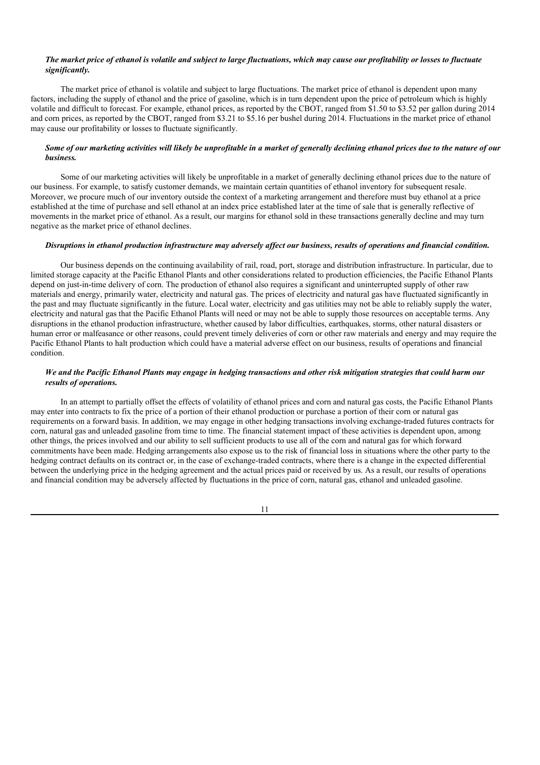***The market price of ethanol is volatile and subject to large fluctuations, which may cause our profitability or losses to fluctuate significantly.***

The market price of ethanol is volatile and subject to large fluctuations. The market price of ethanol is dependent upon many factors, including the supply of ethanol and the price of gasoline, which is in turn dependent upon the price of petroleum which is highly volatile and difficult to forecast. For example, ethanol prices, as reported by the CBOT, ranged from $1.50 to $3.52 per gallon during 2014 and corn prices, as reported by the CBOT, ranged from $3.21 to $5.16 per bushel during 2014. Fluctuations in the market price of ethanol may cause our profitability or losses to fluctuate significantly.

***Some of our marketing activities will likely be unprofitable in a market of generally declining ethanol prices due to the nature of our business.***

Some of our marketing activities will likely be unprofitable in a market of generally declining ethanol prices due to the nature of our business. For example, to satisfy customer demands, we maintain certain quantities of ethanol inventory for subsequent resale. Moreover, we procure much of our inventory outside the context of a marketing arrangement and therefore must buy ethanol at a price established at the time of purchase and sell ethanol at an index price established later at the time of sale that is generally reflective of movements in the market price of ethanol. As a result, our margins for ethanol sold in these transactions generally decline and may turn negative as the market price of ethanol declines.

***Disruptions in ethanol production infrastructure may adversely affect our business, results of operations and financial condition.***

Our business depends on the continuing availability of rail, road, port, storage and distribution infrastructure. In particular, due to limited storage capacity at the Pacific Ethanol Plants and other considerations related to production efficiencies, the Pacific Ethanol Plants depend on just-in-time delivery of corn. The production of ethanol also requires a significant and uninterrupted supply of other raw materials and energy, primarily water, electricity and natural gas. The prices of electricity and natural gas have fluctuated significantly in the past and may fluctuate significantly in the future. Local water, electricity and gas utilities may not be able to reliably supply the water, electricity and natural gas that the Pacific Ethanol Plants will need or may not be able to supply those resources on acceptable terms. Any disruptions in the ethanol production infrastructure, whether caused by labor difficulties, earthquakes, storms, other natural disasters or human error or malfeasance or other reasons, could prevent timely deliveries of corn or other raw materials and energy and may require the Pacific Ethanol Plants to halt production which could have a material adverse effect on our business, results of operations and financial condition.

***We and the Pacific Ethanol Plants may engage in hedging transactions and other risk mitigation strategies that could harm our results of operations.***

In an attempt to partially offset the effects of volatility of ethanol prices and corn and natural gas costs, the Pacific Ethanol Plants may enter into contracts to fix the price of a portion of their ethanol production or purchase a portion of their corn or natural gas requirements on a forward basis. In addition, we may engage in other hedging transactions involving exchange-traded futures contracts for corn, natural gas and unleaded gasoline from time to time. The financial statement impact of these activities is dependent upon, among other things, the prices involved and our ability to sell sufficient products to use all of the corn and natural gas for which forward commitments have been made. Hedging arrangements also expose us to the risk of financial loss in situations where the other party to the hedging contract defaults on its contract or, in the case of exchange-traded contracts, where there is a change in the expected differential between the underlying price in the hedging agreement and the actual prices paid or received by us. As a result, our results of operations and financial condition may be adversely affected by fluctuations in the price of corn, natural gas, ethanol and unleaded gasoline.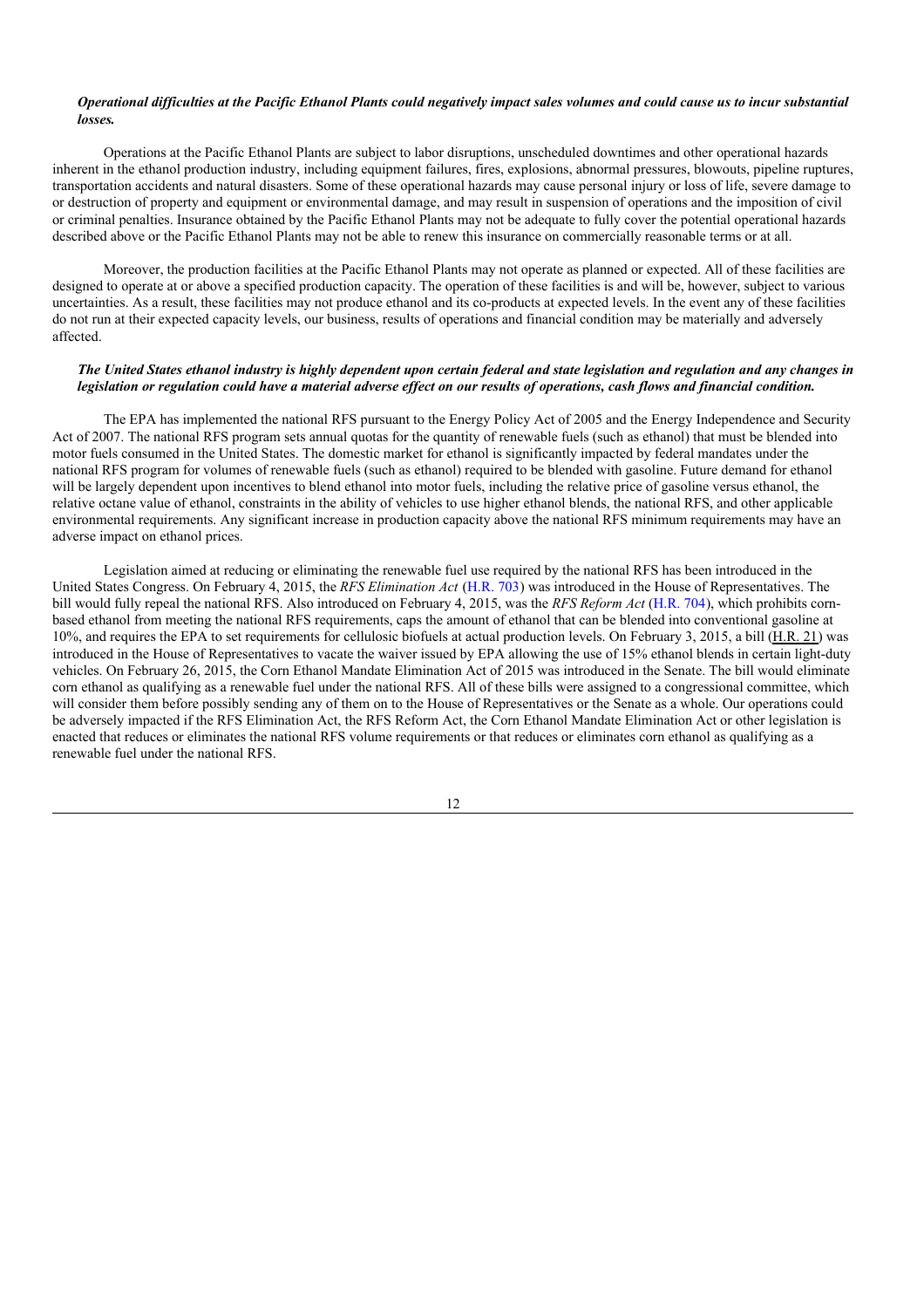***Operational difficulties at the Pacific Ethanol Plants could negatively impact sales volumes and could cause us to incur substantial losses.***

Operations at the Pacific Ethanol Plants are subject to labor disruptions, unscheduled downtimes and other operational hazards inherent in the ethanol production industry, including equipment failures, fires, explosions, abnormal pressures, blowouts, pipeline ruptures, transportation accidents and natural disasters. Some of these operational hazards may cause personal injury or loss of life, severe damage to or destruction of property and equipment or environmental damage, and may result in suspension of operations and the imposition of civil or criminal penalties. Insurance obtained by the Pacific Ethanol Plants may not be adequate to fully cover the potential operational hazards described above or the Pacific Ethanol Plants may not be able to renew this insurance on commercially reasonable terms or at all.

Moreover, the production facilities at the Pacific Ethanol Plants may not operate as planned or expected. All of these facilities are designed to operate at or above a specified production capacity. The operation of these facilities is and will be, however, subject to various uncertainties. As a result, these facilities may not produce ethanol and its co-products at expected levels. In the event any of these facilities do not run at their expected capacity levels, our business, results of operations and financial condition may be materially and adversely affected.

***The United States ethanol industry is highly dependent upon certain federal and state legislation and regulation and any changes in legislation or regulation could have a material adverse effect on our results of operations, cash flows and financial condition.***

The EPA has implemented the national RFS pursuant to the Energy Policy Act of 2005 and the Energy Independence and Security Act of 2007. The national RFS program sets annual quotas for the quantity of renewable fuels (such as ethanol) that must be blended into motor fuels consumed in the United States. The domestic market for ethanol is significantly impacted by federal mandates under the national RFS program for volumes of renewable fuels (such as ethanol) required to be blended with gasoline. Future demand for ethanol will be largely dependent upon incentives to blend ethanol into motor fuels, including the relative price of gasoline versus ethanol, the relative octane value of ethanol, constraints in the ability of vehicles to use higher ethanol blends, the national RFS, and other applicable environmental requirements. Any significant increase in production capacity above the national RFS minimum requirements may have an adverse impact on ethanol prices.

Legislation aimed at reducing or eliminating the renewable fuel use required by the national RFS has been introduced in the United States Congress. On February 4, 2015, the *RFS Elimination Act* (H.R. 703) was introduced in the House of Representatives. The bill would fully repeal the national RFS. Also introduced on February 4, 2015, was the *RFS Reform Act* (H.R. 704), which prohibits corn-based ethanol from meeting the national RFS requirements, caps the amount of ethanol that can be blended into conventional gasoline at 10%, and requires the EPA to set requirements for cellulosic biofuels at actual production levels. On February 3, 2015, a bill (H.R. 21) was introduced in the House of Representatives to vacate the waiver issued by EPA allowing the use of 15% ethanol blends in certain light-duty vehicles. On February 26, 2015, the Corn Ethanol Mandate Elimination Act of 2015 was introduced in the Senate. The bill would eliminate corn ethanol as qualifying as a renewable fuel under the national RFS. All of these bills were assigned to a congressional committee, which will consider them before possibly sending any of them on to the House of Representatives or the Senate as a whole. Our operations could be adversely impacted if the RFS Elimination Act, the RFS Reform Act, the Corn Ethanol Mandate Elimination Act or other legislation is enacted that reduces or eliminates the national RFS volume requirements or that reduces or eliminates corn ethanol as qualifying as a renewable fuel under the national RFS.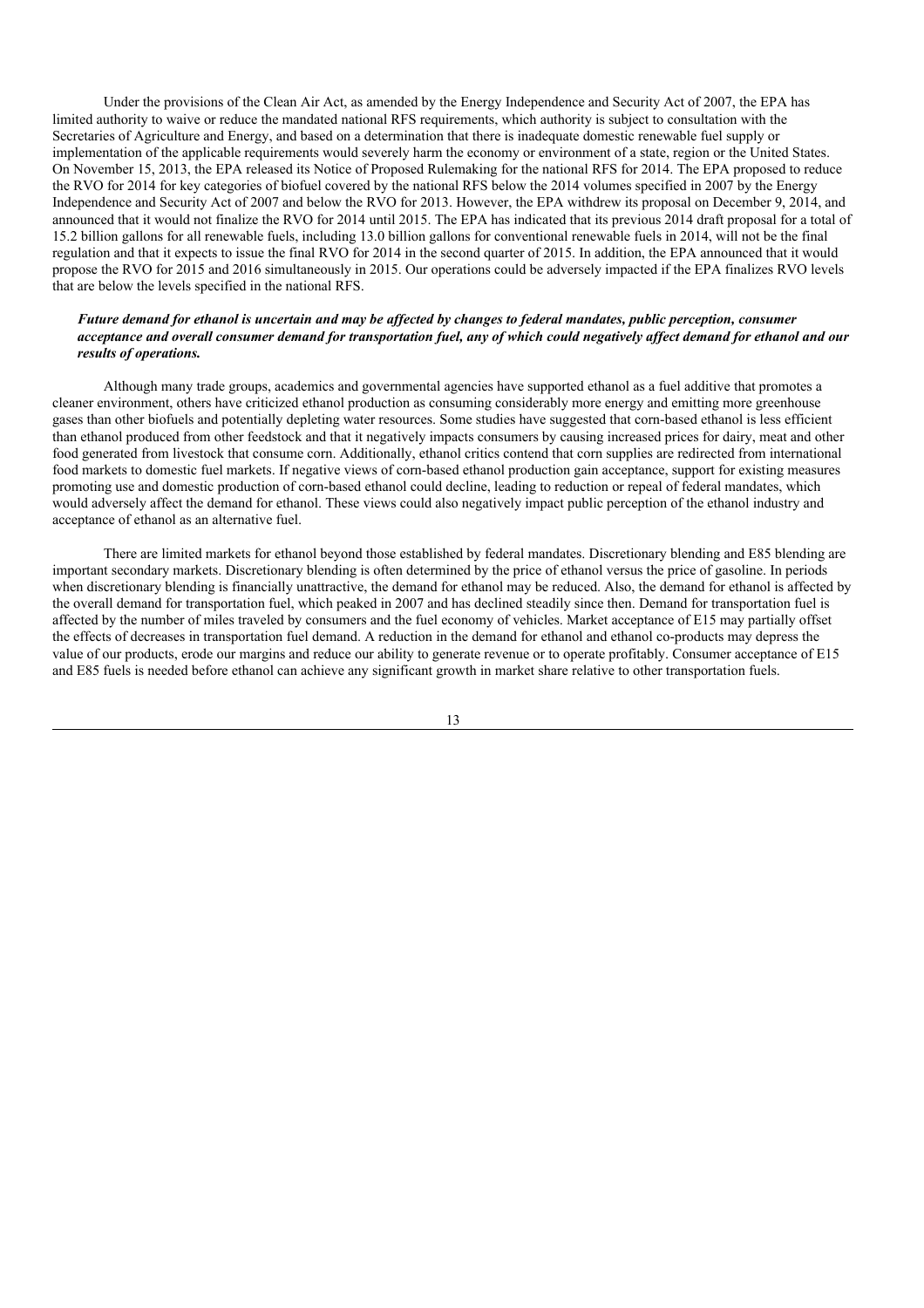Under the provisions of the Clean Air Act, as amended by the Energy Independence and Security Act of 2007, the EPA has limited authority to waive or reduce the mandated national RFS requirements, which authority is subject to consultation with the Secretaries of Agriculture and Energy, and based on a determination that there is inadequate domestic renewable fuel supply or implementation of the applicable requirements would severely harm the economy or environment of a state, region or the United States. On November 15, 2013, the EPA released its Notice of Proposed Rulemaking for the national RFS for 2014. The EPA proposed to reduce the RVO for 2014 for key categories of biofuel covered by the national RFS below the 2014 volumes specified in 2007 by the Energy Independence and Security Act of 2007 and below the RVO for 2013. However, the EPA withdrew its proposal on December 9, 2014, and announced that it would not finalize the RVO for 2014 until 2015. The EPA has indicated that its previous 2014 draft proposal for a total of 15.2 billion gallons for all renewable fuels, including 13.0 billion gallons for conventional renewable fuels in 2014, will not be the final regulation and that it expects to issue the final RVO for 2014 in the second quarter of 2015. In addition, the EPA announced that it would propose the RVO for 2015 and 2016 simultaneously in 2015. Our operations could be adversely impacted if the EPA finalizes RVO levels that are below the levels specified in the national RFS.

***Future demand for ethanol is uncertain and may be affected by changes to federal mandates, public perception, consumer acceptance and overall consumer demand for transportation fuel, any of which could negatively affect demand for ethanol and our results of operations.***

Although many trade groups, academics and governmental agencies have supported ethanol as a fuel additive that promotes a cleaner environment, others have criticized ethanol production as consuming considerably more energy and emitting more greenhouse gases than other biofuels and potentially depleting water resources. Some studies have suggested that corn-based ethanol is less efficient than ethanol produced from other feedstock and that it negatively impacts consumers by causing increased prices for dairy, meat and other food generated from livestock that consume corn. Additionally, ethanol critics contend that corn supplies are redirected from international food markets to domestic fuel markets. If negative views of corn-based ethanol production gain acceptance, support for existing measures promoting use and domestic production of corn-based ethanol could decline, leading to reduction or repeal of federal mandates, which would adversely affect the demand for ethanol. These views could also negatively impact public perception of the ethanol industry and acceptance of ethanol as an alternative fuel.

There are limited markets for ethanol beyond those established by federal mandates. Discretionary blending and E85 blending are important secondary markets. Discretionary blending is often determined by the price of ethanol versus the price of gasoline. In periods when discretionary blending is financially unattractive, the demand for ethanol may be reduced. Also, the demand for ethanol is affected by the overall demand for transportation fuel, which peaked in 2007 and has declined steadily since then. Demand for transportation fuel is affected by the number of miles traveled by consumers and the fuel economy of vehicles. Market acceptance of E15 may partially offset the effects of decreases in transportation fuel demand. A reduction in the demand for ethanol and ethanol co-products may depress the value of our products, erode our margins and reduce our ability to generate revenue or to operate profitably. Consumer acceptance of E15 and E85 fuels is needed before ethanol can achieve any significant growth in market share relative to other transportation fuels.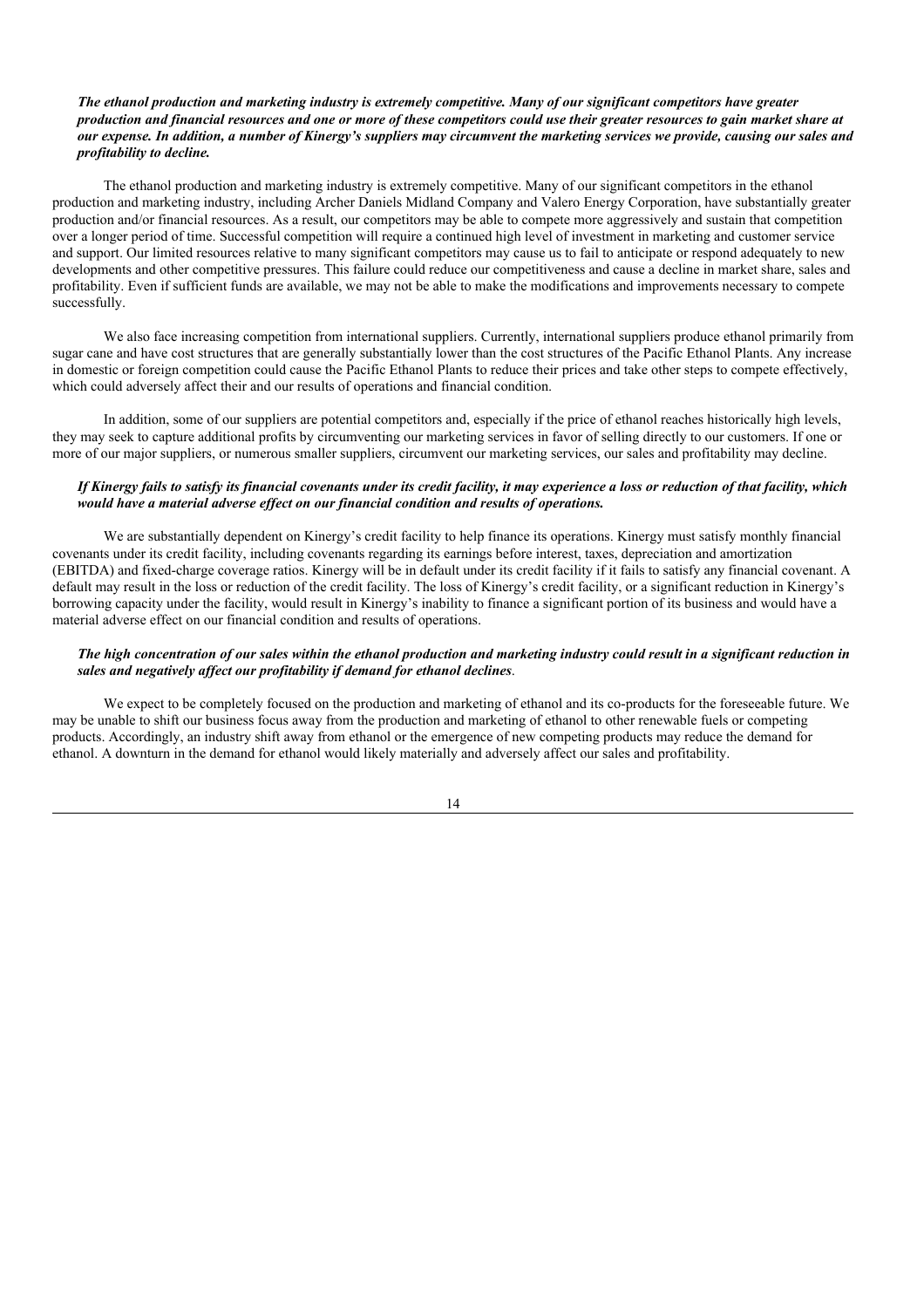***The ethanol production and marketing industry is extremely competitive. Many of our significant competitors have greater production and financial resources and one or more of these competitors could use their greater resources to gain market share at our expense. In addition, a number of Kinergy's suppliers may circumvent the marketing services we provide, causing our sales and profitability to decline.***

The ethanol production and marketing industry is extremely competitive. Many of our significant competitors in the ethanol production and marketing industry, including Archer Daniels Midland Company and Valero Energy Corporation, have substantially greater production and/or financial resources. As a result, our competitors may be able to compete more aggressively and sustain that competition over a longer period of time. Successful competition will require a continued high level of investment in marketing and customer service and support. Our limited resources relative to many significant competitors may cause us to fail to anticipate or respond adequately to new developments and other competitive pressures. This failure could reduce our competitiveness and cause a decline in market share, sales and profitability. Even if sufficient funds are available, we may not be able to make the modifications and improvements necessary to compete successfully.

We also face increasing competition from international suppliers. Currently, international suppliers produce ethanol primarily from sugar cane and have cost structures that are generally substantially lower than the cost structures of the Pacific Ethanol Plants. Any increase in domestic or foreign competition could cause the Pacific Ethanol Plants to reduce their prices and take other steps to compete effectively, which could adversely affect their and our results of operations and financial condition.

In addition, some of our suppliers are potential competitors and, especially if the price of ethanol reaches historically high levels, they may seek to capture additional profits by circumventing our marketing services in favor of selling directly to our customers. If one or more of our major suppliers, or numerous smaller suppliers, circumvent our marketing services, our sales and profitability may decline.

***If Kinergy fails to satisfy its financial covenants under its credit facility, it may experience a loss or reduction of that facility, which would have a material adverse effect on our financial condition and results of operations.***

We are substantially dependent on Kinergy's credit facility to help finance its operations. Kinergy must satisfy monthly financial covenants under its credit facility, including covenants regarding its earnings before interest, taxes, depreciation and amortization (EBITDA) and fixed-charge coverage ratios. Kinergy will be in default under its credit facility if it fails to satisfy any financial covenant. A default may result in the loss or reduction of the credit facility. The loss of Kinergy's credit facility, or a significant reduction in Kinergy's borrowing capacity under the facility, would result in Kinergy's inability to finance a significant portion of its business and would have a material adverse effect on our financial condition and results of operations.

***The high concentration of our sales within the ethanol production and marketing industry could result in a significant reduction in sales and negatively affect our profitability if demand for ethanol declines*.**

We expect to be completely focused on the production and marketing of ethanol and its co-products for the foreseeable future. We may be unable to shift our business focus away from the production and marketing of ethanol to other renewable fuels or competing products. Accordingly, an industry shift away from ethanol or the emergence of new competing products may reduce the demand for ethanol. A downturn in the demand for ethanol would likely materially and adversely affect our sales and profitability.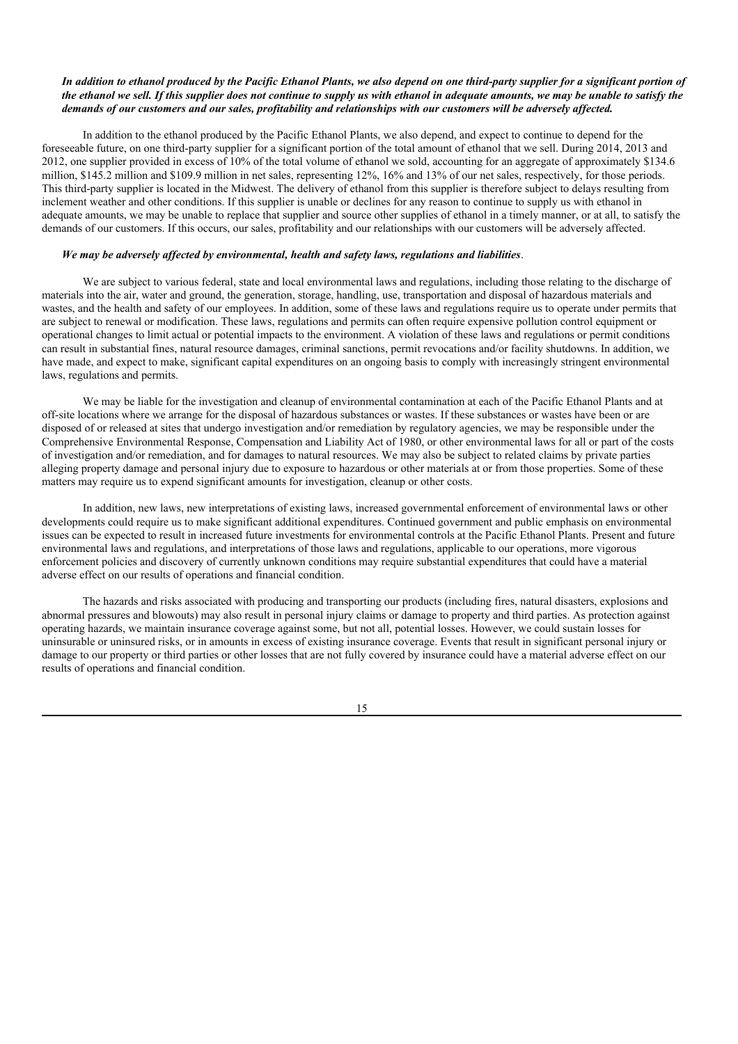***In addition to ethanol produced by the Pacific Ethanol Plants, we also depend on one third-party supplier for a significant portion of the ethanol we sell. If this supplier does not continue to supply us with ethanol in adequate amounts, we may be unable to satisfy the demands of our customers and our sales, profitability and relationships with our customers will be adversely affected.***

In addition to the ethanol produced by the Pacific Ethanol Plants, we also depend, and expect to continue to depend for the foreseeable future, on one third-party supplier for a significant portion of the total amount of ethanol that we sell. During 2014, 2013 and 2012, one supplier provided in excess of 10% of the total volume of ethanol we sold, accounting for an aggregate of approximately $134.6 million, $145.2 million and $109.9 million in net sales, representing 12%, 16% and 13% of our net sales, respectively, for those periods. This third-party supplier is located in the Midwest. The delivery of ethanol from this supplier is therefore subject to delays resulting from inclement weather and other conditions. If this supplier is unable or declines for any reason to continue to supply us with ethanol in adequate amounts, we may be unable to replace that supplier and source other supplies of ethanol in a timely manner, or at all, to satisfy the demands of our customers. If this occurs, our sales, profitability and our relationships with our customers will be adversely affected.

***We may be adversely affected by environmental, health and safety laws, regulations and liabilities***.

We are subject to various federal, state and local environmental laws and regulations, including those relating to the discharge of materials into the air, water and ground, the generation, storage, handling, use, transportation and disposal of hazardous materials and wastes, and the health and safety of our employees. In addition, some of these laws and regulations require us to operate under permits that are subject to renewal or modification. These laws, regulations and permits can often require expensive pollution control equipment or operational changes to limit actual or potential impacts to the environment. A violation of these laws and regulations or permit conditions can result in substantial fines, natural resource damages, criminal sanctions, permit revocations and/or facility shutdowns. In addition, we have made, and expect to make, significant capital expenditures on an ongoing basis to comply with increasingly stringent environmental laws, regulations and permits.

We may be liable for the investigation and cleanup of environmental contamination at each of the Pacific Ethanol Plants and at off-site locations where we arrange for the disposal of hazardous substances or wastes. If these substances or wastes have been or are disposed of or released at sites that undergo investigation and/or remediation by regulatory agencies, we may be responsible under the Comprehensive Environmental Response, Compensation and Liability Act of 1980, or other environmental laws for all or part of the costs of investigation and/or remediation, and for damages to natural resources. We may also be subject to related claims by private parties alleging property damage and personal injury due to exposure to hazardous or other materials at or from those properties. Some of these matters may require us to expend significant amounts for investigation, cleanup or other costs.

In addition, new laws, new interpretations of existing laws, increased governmental enforcement of environmental laws or other developments could require us to make significant additional expenditures. Continued government and public emphasis on environmental issues can be expected to result in increased future investments for environmental controls at the Pacific Ethanol Plants. Present and future environmental laws and regulations, and interpretations of those laws and regulations, applicable to our operations, more vigorous enforcement policies and discovery of currently unknown conditions may require substantial expenditures that could have a material adverse effect on our results of operations and financial condition.

The hazards and risks associated with producing and transporting our products (including fires, natural disasters, explosions and abnormal pressures and blowouts) may also result in personal injury claims or damage to property and third parties. As protection against operating hazards, we maintain insurance coverage against some, but not all, potential losses. However, we could sustain losses for uninsurable or uninsured risks, or in amounts in excess of existing insurance coverage. Events that result in significant personal injury or damage to our property or third parties or other losses that are not fully covered by insurance could have a material adverse effect on our results of operations and financial condition.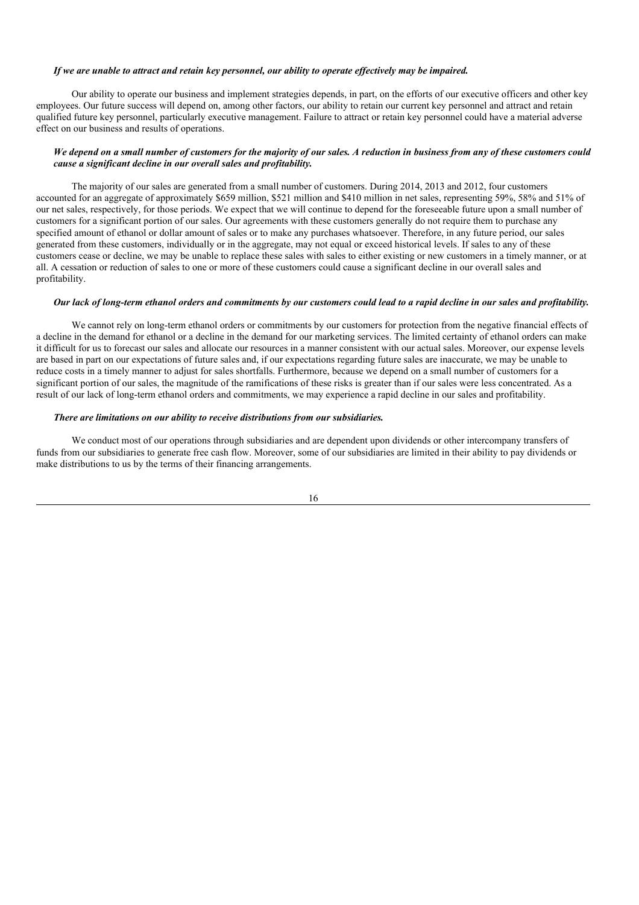***If we are unable to attract and retain key personnel, our ability to operate effectively may be impaired.***

Our ability to operate our business and implement strategies depends, in part, on the efforts of our executive officers and other key employees. Our future success will depend on, among other factors, our ability to retain our current key personnel and attract and retain qualified future key personnel, particularly executive management. Failure to attract or retain key personnel could have a material adverse effect on our business and results of operations.

***We depend on a small number of customers for the majority of our sales. A reduction in business from any of these customers could cause a significant decline in our overall sales and profitability.***

The majority of our sales are generated from a small number of customers. During 2014, 2013 and 2012, four customers accounted for an aggregate of approximately $659 million, $521 million and $410 million in net sales, representing 59%, 58% and 51% of our net sales, respectively, for those periods. We expect that we will continue to depend for the foreseeable future upon a small number of customers for a significant portion of our sales. Our agreements with these customers generally do not require them to purchase any specified amount of ethanol or dollar amount of sales or to make any purchases whatsoever. Therefore, in any future period, our sales generated from these customers, individually or in the aggregate, may not equal or exceed historical levels. If sales to any of these customers cease or decline, we may be unable to replace these sales with sales to either existing or new customers in a timely manner, or at all. A cessation or reduction of sales to one or more of these customers could cause a significant decline in our overall sales and profitability.

***Our lack of long-term ethanol orders and commitments by our customers could lead to a rapid decline in our sales and profitability.***

We cannot rely on long-term ethanol orders or commitments by our customers for protection from the negative financial effects of a decline in the demand for ethanol or a decline in the demand for our marketing services. The limited certainty of ethanol orders can make it difficult for us to forecast our sales and allocate our resources in a manner consistent with our actual sales. Moreover, our expense levels are based in part on our expectations of future sales and, if our expectations regarding future sales are inaccurate, we may be unable to reduce costs in a timely manner to adjust for sales shortfalls. Furthermore, because we depend on a small number of customers for a significant portion of our sales, the magnitude of the ramifications of these risks is greater than if our sales were less concentrated. As a result of our lack of long-term ethanol orders and commitments, we may experience a rapid decline in our sales and profitability.

***There are limitations on our ability to receive distributions from our subsidiaries.***

We conduct most of our operations through subsidiaries and are dependent upon dividends or other intercompany transfers of funds from our subsidiaries to generate free cash flow. Moreover, some of our subsidiaries are limited in their ability to pay dividends or make distributions to us by the terms of their financing arrangements.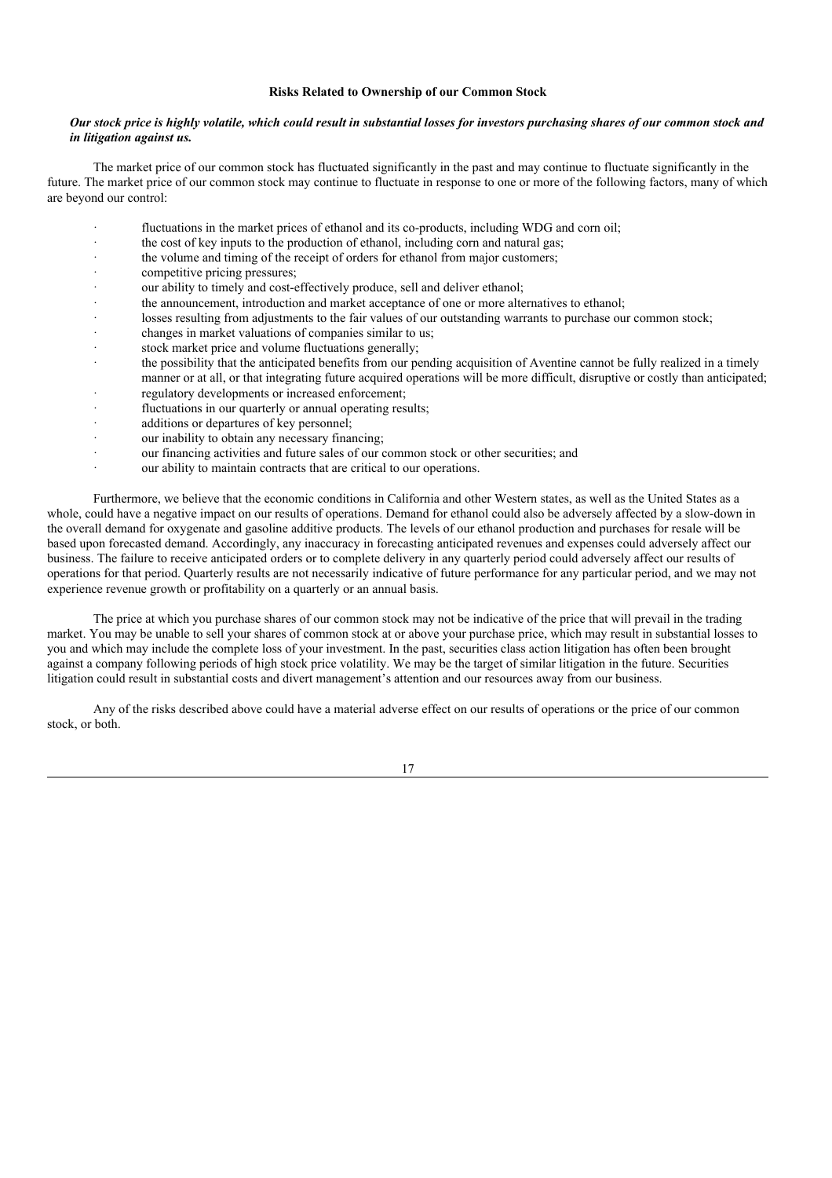### Risks Related to Ownership of our Common Stock

***Our stock price is highly volatile, which could result in substantial losses for investors purchasing shares of our common stock and in litigation against us.***

The market price of our common stock has fluctuated significantly in the past and may continue to fluctuate significantly in the future. The market price of our common stock may continue to fluctuate in response to one or more of the following factors, many of which are beyond our control:

- fluctuations in the market prices of ethanol and its co-products, including WDG and corn oil;
- the cost of key inputs to the production of ethanol, including corn and natural gas;
- the volume and timing of the receipt of orders for ethanol from major customers;
- competitive pricing pressures;
- our ability to timely and cost-effectively produce, sell and deliver ethanol;
- the announcement, introduction and market acceptance of one or more alternatives to ethanol;
- losses resulting from adjustments to the fair values of our outstanding warrants to purchase our common stock;
- changes in market valuations of companies similar to us;
- stock market price and volume fluctuations generally;
- the possibility that the anticipated benefits from our pending acquisition of Aventine cannot be fully realized in a timely manner or at all, or that integrating future acquired operations will be more difficult, disruptive or costly than anticipated;
- regulatory developments or increased enforcement;
- fluctuations in our quarterly or annual operating results;
- additions or departures of key personnel;
- our inability to obtain any necessary financing;
- our financing activities and future sales of our common stock or other securities; and
- our ability to maintain contracts that are critical to our operations.

Furthermore, we believe that the economic conditions in California and other Western states, as well as the United States as a whole, could have a negative impact on our results of operations. Demand for ethanol could also be adversely affected by a slow-down in the overall demand for oxygenate and gasoline additive products. The levels of our ethanol production and purchases for resale will be based upon forecasted demand. Accordingly, any inaccuracy in forecasting anticipated revenues and expenses could adversely affect our business. The failure to receive anticipated orders or to complete delivery in any quarterly period could adversely affect our results of operations for that period. Quarterly results are not necessarily indicative of future performance for any particular period, and we may not experience revenue growth or profitability on a quarterly or an annual basis.

The price at which you purchase shares of our common stock may not be indicative of the price that will prevail in the trading market. You may be unable to sell your shares of common stock at or above your purchase price, which may result in substantial losses to you and which may include the complete loss of your investment. In the past, securities class action litigation has often been brought against a company following periods of high stock price volatility. We may be the target of similar litigation in the future. Securities litigation could result in substantial costs and divert management's attention and our resources away from our business.

Any of the risks described above could have a material adverse effect on our results of operations or the price of our common stock, or both.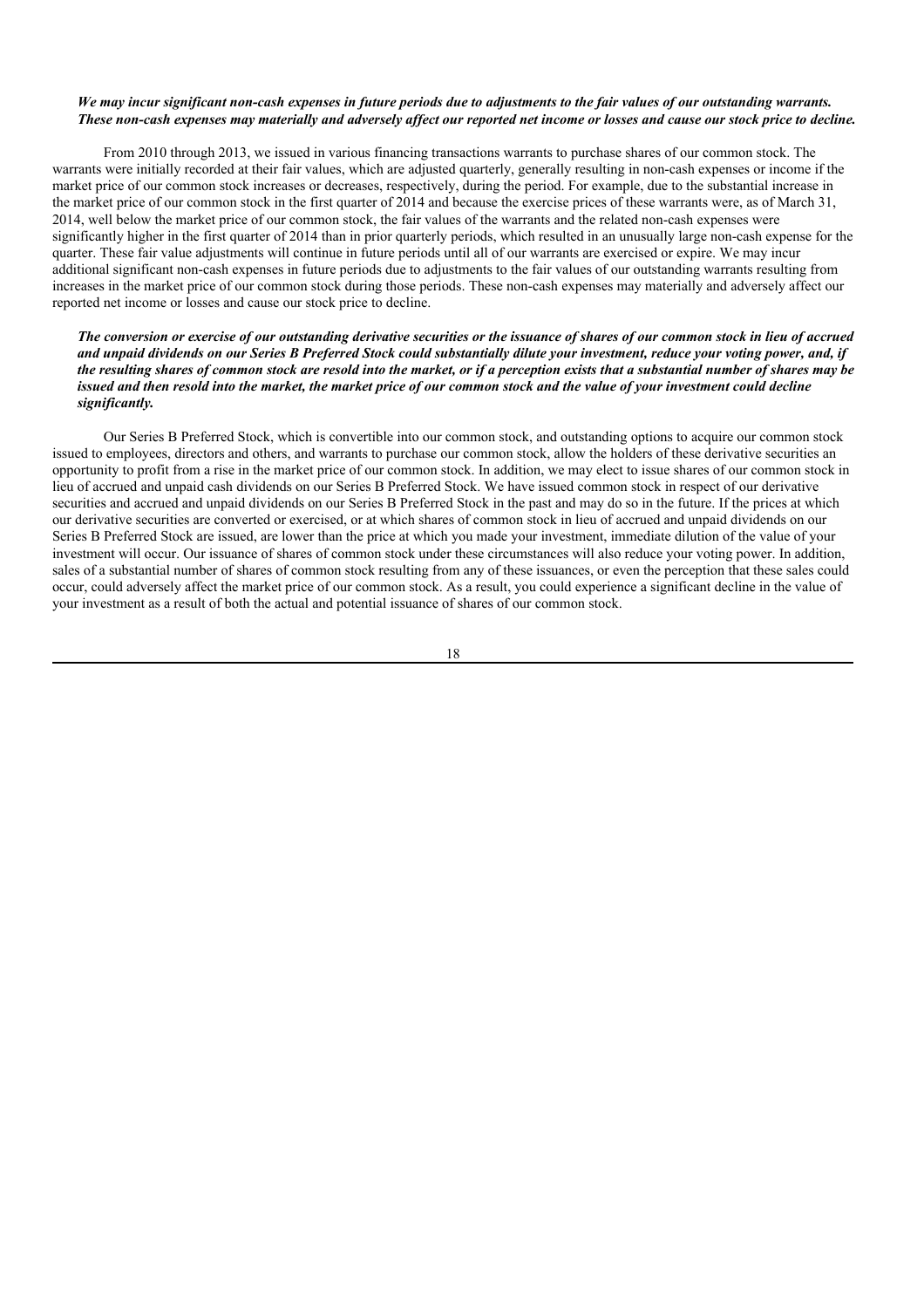***We may incur significant non-cash expenses in future periods due to adjustments to the fair values of our outstanding warrants. These non-cash expenses may materially and adversely affect our reported net income or losses and cause our stock price to decline.***

From 2010 through 2013, we issued in various financing transactions warrants to purchase shares of our common stock. The warrants were initially recorded at their fair values, which are adjusted quarterly, generally resulting in non-cash expenses or income if the market price of our common stock increases or decreases, respectively, during the period. For example, due to the substantial increase in the market price of our common stock in the first quarter of 2014 and because the exercise prices of these warrants were, as of March 31, 2014, well below the market price of our common stock, the fair values of the warrants and the related non-cash expenses were significantly higher in the first quarter of 2014 than in prior quarterly periods, which resulted in an unusually large non-cash expense for the quarter. These fair value adjustments will continue in future periods until all of our warrants are exercised or expire. We may incur additional significant non-cash expenses in future periods due to adjustments to the fair values of our outstanding warrants resulting from increases in the market price of our common stock during those periods. These non-cash expenses may materially and adversely affect our reported net income or losses and cause our stock price to decline.

***The conversion or exercise of our outstanding derivative securities or the issuance of shares of our common stock in lieu of accrued and unpaid dividends on our Series B Preferred Stock could substantially dilute your investment, reduce your voting power, and, if the resulting shares of common stock are resold into the market, or if a perception exists that a substantial number of shares may be issued and then resold into the market, the market price of our common stock and the value of your investment could decline significantly.***

Our Series B Preferred Stock, which is convertible into our common stock, and outstanding options to acquire our common stock issued to employees, directors and others, and warrants to purchase our common stock, allow the holders of these derivative securities an opportunity to profit from a rise in the market price of our common stock. In addition, we may elect to issue shares of our common stock in lieu of accrued and unpaid cash dividends on our Series B Preferred Stock. We have issued common stock in respect of our derivative securities and accrued and unpaid dividends on our Series B Preferred Stock in the past and may do so in the future. If the prices at which our derivative securities are converted or exercised, or at which shares of common stock in lieu of accrued and unpaid dividends on our Series B Preferred Stock are issued, are lower than the price at which you made your investment, immediate dilution of the value of your investment will occur. Our issuance of shares of common stock under these circumstances will also reduce your voting power. In addition, sales of a substantial number of shares of common stock resulting from any of these issuances, or even the perception that these sales could occur, could adversely affect the market price of our common stock. As a result, you could experience a significant decline in the value of your investment as a result of both the actual and potential issuance of shares of our common stock.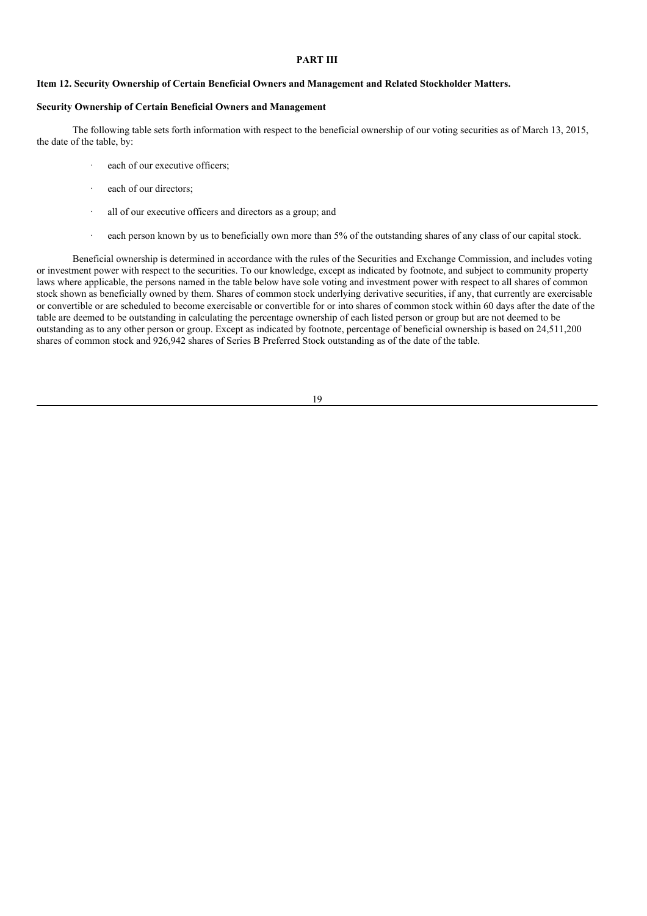# PART III

## Item 12. Security Ownership of Certain Beneficial Owners and Management and Related Stockholder Matters.

### Security Ownership of Certain Beneficial Owners and Management

The following table sets forth information with respect to the beneficial ownership of our voting securities as of March 13, 2015, the date of the table, by:

- each of our executive officers;
- each of our directors;
- all of our executive officers and directors as a group; and
- each person known by us to beneficially own more than 5% of the outstanding shares of any class of our capital stock.

Beneficial ownership is determined in accordance with the rules of the Securities and Exchange Commission, and includes voting or investment power with respect to the securities. To our knowledge, except as indicated by footnote, and subject to community property laws where applicable, the persons named in the table below have sole voting and investment power with respect to all shares of common stock shown as beneficially owned by them. Shares of common stock underlying derivative securities, if any, that currently are exercisable or convertible or are scheduled to become exercisable or convertible for or into shares of common stock within 60 days after the date of the table are deemed to be outstanding in calculating the percentage ownership of each listed person or group but are not deemed to be outstanding as to any other person or group. Except as indicated by footnote, percentage of beneficial ownership is based on 24,511,200 shares of common stock and 926,942 shares of Series B Preferred Stock outstanding as of the date of the table.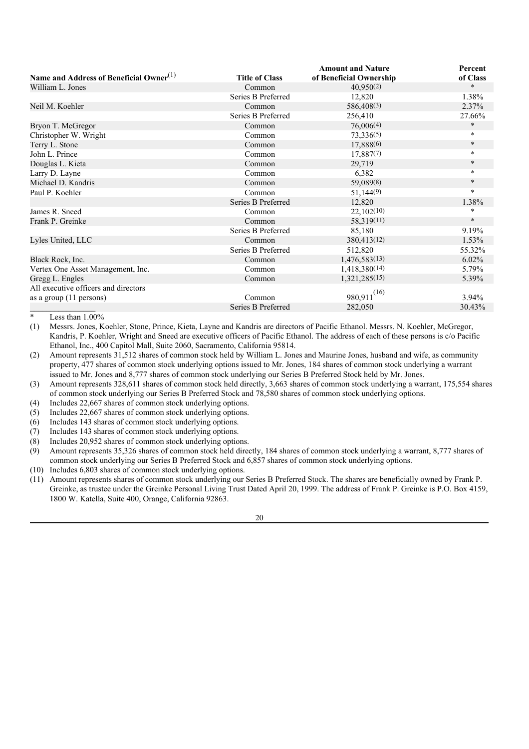| Name and Address of Beneficial Owner[(1)] | Title of Class | Amount and Nature of Beneficial Ownership | Percent of Class |
|---|---|---|---|
| William L. Jones | Common | 40,950[(2)] | * |
| | Series B Preferred | 12,820 | 1.38% |
| Neil M. Koehler | Common | 586,408[(3)] | 2.37% |
| | Series B Preferred | 256,410 | 27.66% |
| Bryon T. McGregor | Common | 76,006[(4)] | * |
| Christopher W. Wright | Common | 73,336[(5)] | * |
| Terry L. Stone | Common | 17,888[(6)] | * |
| John L. Prince | Common | 17,887[(7)] | * |
| Douglas L. Kieta | Common | 29,719 | * |
| Larry D. Layne | Common | 6,382 | * |
| Michael D. Kandris | Common | 59,089[(8)] | * |
| Paul P. Koehler | Common | 51,144[(9)] | * |
| | Series B Preferred | 12,820 | 1.38% |
| James R. Sneed | Common | 22,102[(10)] | * |
| Frank P. Greinke | Common | 58,319[(11)] | * |
| | Series B Preferred | 85,180 | 9.19% |
| Lyles United, LLC | Common | 380,413[(12)] | 1.53% |
| | Series B Preferred | 512,820 | 55.32% |
| Black Rock, Inc. | Common | 1,476,583[(13)] | 6.02% |
| Vertex One Asset Management, Inc. | Common | 1,418,380[(14)] | 5.79% |
| Gregg L. Engles | Common | 1,321,285[(15)] | 5.39% |
| All executive officers and directors as a group (11 persons) | Common | 980,911[(16)] | 3.94% |
| | Series B Preferred | 282,050 | 30.43% |

\* Less than 1.00%

(1) Messrs. Jones, Koehler, Stone, Prince, Kieta, Layne and Kandris are directors of Pacific Ethanol. Messrs. N. Koehler, McGregor, Kandris, P. Koehler, Wright and Sneed are executive officers of Pacific Ethanol. The address of each of these persons is c/o Pacific Ethanol, Inc., 400 Capitol Mall, Suite 2060, Sacramento, California 95814.

(2) Amount represents 31,512 shares of common stock held by William L. Jones and Maurine Jones, husband and wife, as community property, 477 shares of common stock underlying options issued to Mr. Jones, 184 shares of common stock underlying a warrant issued to Mr. Jones and 8,777 shares of common stock underlying our Series B Preferred Stock held by Mr. Jones.

(3) Amount represents 328,611 shares of common stock held directly, 3,663 shares of common stock underlying a warrant, 175,554 shares of common stock underlying our Series B Preferred Stock and 78,580 shares of common stock underlying options.

(4) Includes 22,667 shares of common stock underlying options.

(5) Includes 22,667 shares of common stock underlying options.

(6) Includes 143 shares of common stock underlying options.

(7) Includes 143 shares of common stock underlying options.

(8) Includes 20,952 shares of common stock underlying options.

(9) Amount represents 35,326 shares of common stock held directly, 184 shares of common stock underlying a warrant, 8,777 shares of common stock underlying our Series B Preferred Stock and 6,857 shares of common stock underlying options.

(10) Includes 6,803 shares of common stock underlying options.

(11) Amount represents shares of common stock underlying our Series B Preferred Stock. The shares are beneficially owned by Frank P. Greinke, as trustee under the Greinke Personal Living Trust Dated April 20, 1999. The address of Frank P. Greinke is P.O. Box 4159, 1800 W. Katella, Suite 400, Orange, California 92863.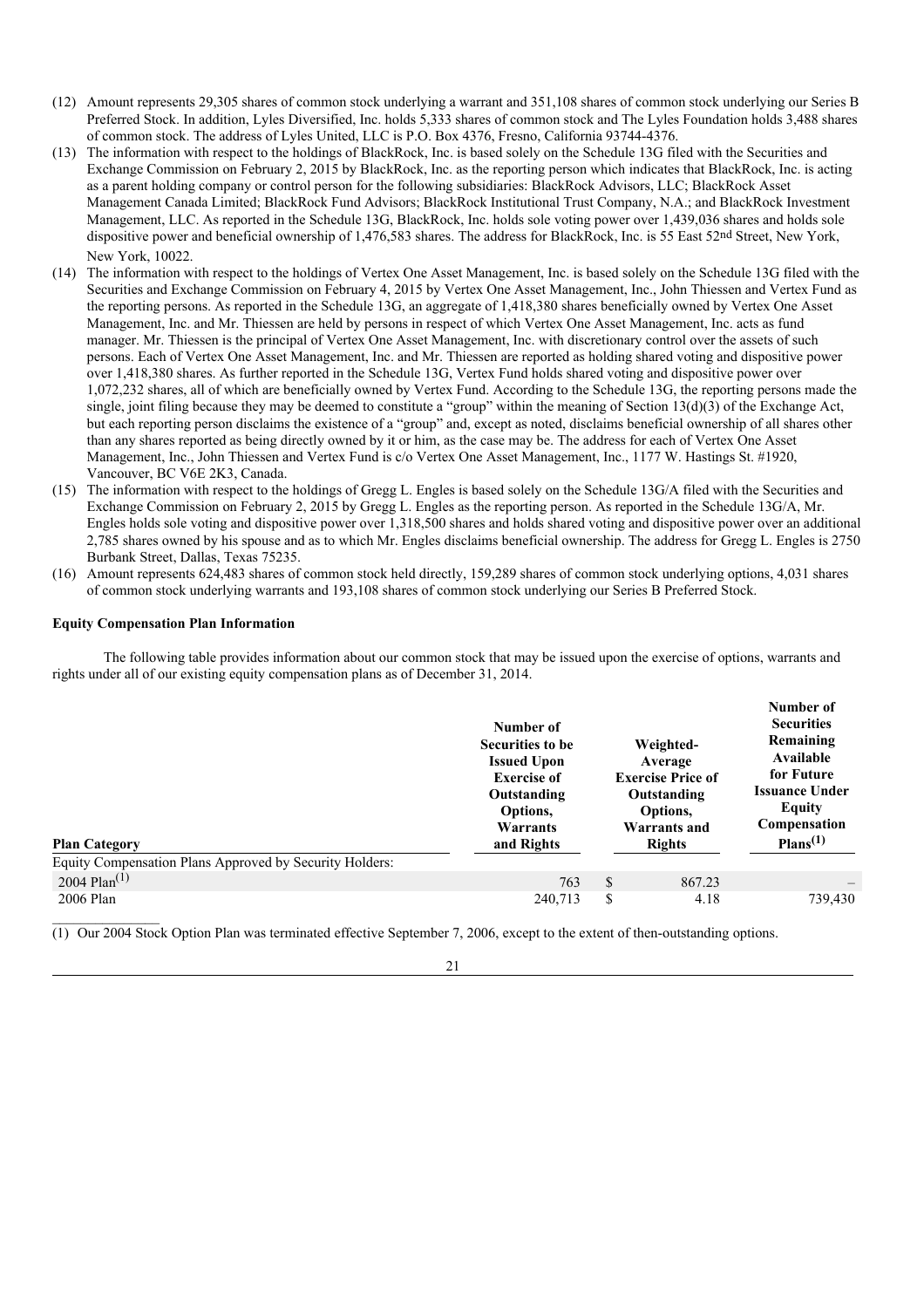(12) Amount represents 29,305 shares of common stock underlying a warrant and 351,108 shares of common stock underlying our Series B Preferred Stock. In addition, Lyles Diversified, Inc. holds 5,333 shares of common stock and The Lyles Foundation holds 3,488 shares of common stock. The address of Lyles United, LLC is P.O. Box 4376, Fresno, California 93744-4376.

(13) The information with respect to the holdings of BlackRock, Inc. is based solely on the Schedule 13G filed with the Securities and Exchange Commission on February 2, 2015 by BlackRock, Inc. as the reporting person which indicates that BlackRock, Inc. is acting as a parent holding company or control person for the following subsidiaries: BlackRock Advisors, LLC; BlackRock Asset Management Canada Limited; BlackRock Fund Advisors; BlackRock Institutional Trust Company, N.A.; and BlackRock Investment Management, LLC. As reported in the Schedule 13G, BlackRock, Inc. holds sole voting power over 1,439,036 shares and holds sole dispositive power and beneficial ownership of 1,476,583 shares. The address for BlackRock, Inc. is 55 East 52nd Street, New York, New York, 10022.

(14) The information with respect to the holdings of Vertex One Asset Management, Inc. is based solely on the Schedule 13G filed with the Securities and Exchange Commission on February 4, 2015 by Vertex One Asset Management, Inc., John Thiessen and Vertex Fund as the reporting persons. As reported in the Schedule 13G, an aggregate of 1,418,380 shares beneficially owned by Vertex One Asset Management, Inc. and Mr. Thiessen are held by persons in respect of which Vertex One Asset Management, Inc. acts as fund manager. Mr. Thiessen is the principal of Vertex One Asset Management, Inc. with discretionary control over the assets of such persons. Each of Vertex One Asset Management, Inc. and Mr. Thiessen are reported as holding shared voting and dispositive power over 1,418,380 shares. As further reported in the Schedule 13G, Vertex Fund holds shared voting and dispositive power over 1,072,232 shares, all of which are beneficially owned by Vertex Fund. According to the Schedule 13G, the reporting persons made the single, joint filing because they may be deemed to constitute a "group" within the meaning of Section 13(d)(3) of the Exchange Act, but each reporting person disclaims the existence of a "group" and, except as noted, disclaims beneficial ownership of all shares other than any shares reported as being directly owned by it or him, as the case may be. The address for each of Vertex One Asset Management, Inc., John Thiessen and Vertex Fund is c/o Vertex One Asset Management, Inc., 1177 W. Hastings St. #1920, Vancouver, BC V6E 2K3, Canada.

(15) The information with respect to the holdings of Gregg L. Engles is based solely on the Schedule 13G/A filed with the Securities and Exchange Commission on February 2, 2015 by Gregg L. Engles as the reporting person. As reported in the Schedule 13G/A, Mr. Engles holds sole voting and dispositive power over 1,318,500 shares and holds shared voting and dispositive power over an additional 2,785 shares owned by his spouse and as to which Mr. Engles disclaims beneficial ownership. The address for Gregg L. Engles is 2750 Burbank Street, Dallas, Texas 75235.

(16) Amount represents 624,483 shares of common stock held directly, 159,289 shares of common stock underlying options, 4,031 shares of common stock underlying warrants and 193,108 shares of common stock underlying our Series B Preferred Stock.

**Equity Compensation Plan Information**

The following table provides information about our common stock that may be issued upon the exercise of options, warrants and rights under all of our existing equity compensation plans as of December 31, 2014.

| Plan Category | Number of Securities to be Issued Upon Exercise of Outstanding Options, Warrants and Rights | Weighted-Average Exercise Price of Outstanding Options, Warrants and Rights | Number of Securities Remaining Available for Future Issuance Under Equity Compensation Plans(1) |
|---|---|---|---|
| Equity Compensation Plans Approved by Security Holders: | | | |
| 2004 Plan(1) | 763 | $ 867.23 | – |
| 2006 Plan | 240,713 | $ 4.18 | 739,430 |

(1) Our 2004 Stock Option Plan was terminated effective September 7, 2006, except to the extent of then-outstanding options.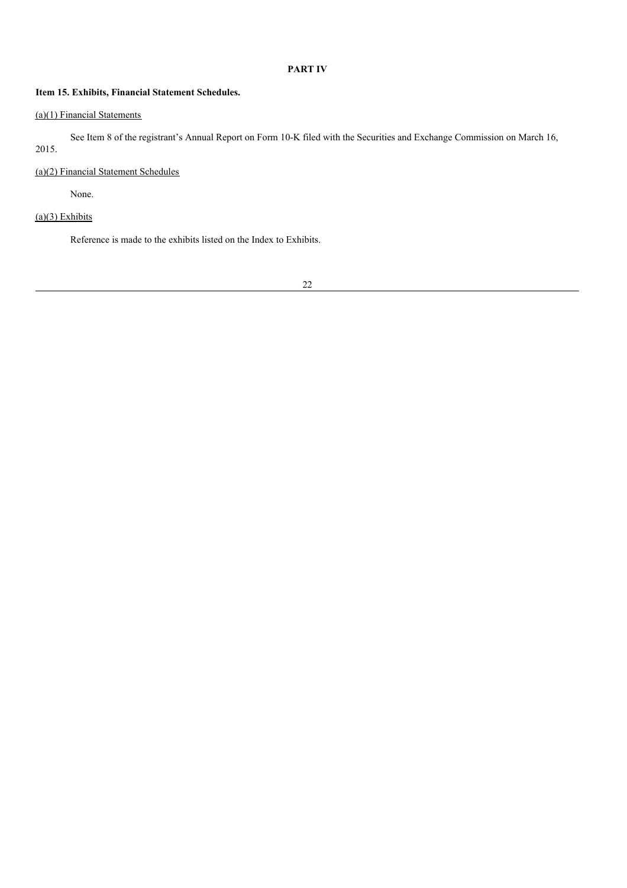# PART IV

## Item 15. Exhibits, Financial Statement Schedules.

(a)(1) Financial Statements

See Item 8 of the registrant's Annual Report on Form 10-K filed with the Securities and Exchange Commission on March 16, 2015.

(a)(2) Financial Statement Schedules

None.

(a)(3) Exhibits

Reference is made to the exhibits listed on the Index to Exhibits.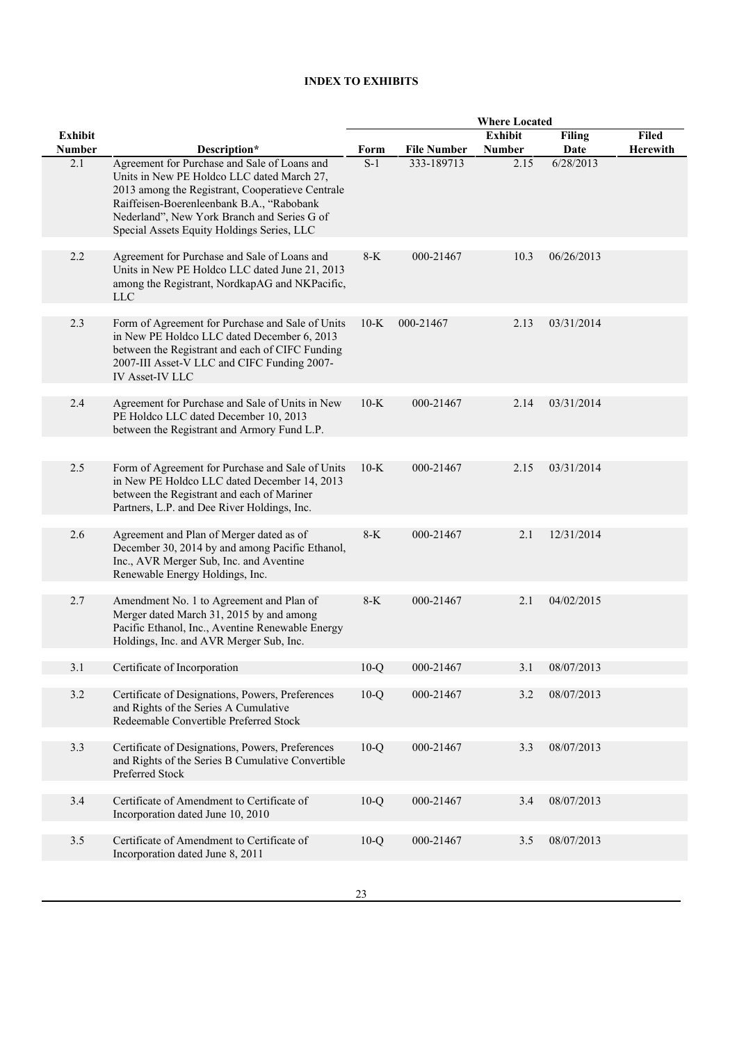# INDEX TO EXHIBITS

| Exhibit Number | Description* | Where Located | | | | |
|---|---|---|---|---|---|---|
| | | Form | File Number | Exhibit Number | Filing Date | Filed Herewith |
| 2.1 | Agreement for Purchase and Sale of Loans and Units in New PE Holdco LLC dated March 27, 2013 among the Registrant, Cooperatieve Centrale Raiffeisen-Boerenleenbank B.A., "Rabobank Nederland", New York Branch and Series G of Special Assets Equity Holdings Series, LLC | S-1 | 333-189713 | 2.15 | 6/28/2013 | |
| 2.2 | Agreement for Purchase and Sale of Loans and Units in New PE Holdco LLC dated June 21, 2013 among the Registrant, NordkapAG and NKPacific, LLC | 8-K | 000-21467 | 10.3 | 06/26/2013 | |
| 2.3 | Form of Agreement for Purchase and Sale of Units in New PE Holdco LLC dated December 6, 2013 between the Registrant and each of CIFC Funding 2007-III Asset-V LLC and CIFC Funding 2007-IV Asset-IV LLC | 10-K | 000-21467 | 2.13 | 03/31/2014 | |
| 2.4 | Agreement for Purchase and Sale of Units in New PE Holdco LLC dated December 10, 2013 between the Registrant and Armory Fund L.P. | 10-K | 000-21467 | 2.14 | 03/31/2014 | |
| 2.5 | Form of Agreement for Purchase and Sale of Units in New PE Holdco LLC dated December 14, 2013 between the Registrant and each of Mariner Partners, L.P. and Dee River Holdings, Inc. | 10-K | 000-21467 | 2.15 | 03/31/2014 | |
| 2.6 | Agreement and Plan of Merger dated as of December 30, 2014 by and among Pacific Ethanol, Inc., AVR Merger Sub, Inc. and Aventine Renewable Energy Holdings, Inc. | 8-K | 000-21467 | 2.1 | 12/31/2014 | |
| 2.7 | Amendment No. 1 to Agreement and Plan of Merger dated March 31, 2015 by and among Pacific Ethanol, Inc., Aventine Renewable Energy Holdings, Inc. and AVR Merger Sub, Inc. | 8-K | 000-21467 | 2.1 | 04/02/2015 | |
| 3.1 | Certificate of Incorporation | 10-Q | 000-21467 | 3.1 | 08/07/2013 | |
| 3.2 | Certificate of Designations, Powers, Preferences and Rights of the Series A Cumulative Redeemable Convertible Preferred Stock | 10-Q | 000-21467 | 3.2 | 08/07/2013 | |
| 3.3 | Certificate of Designations, Powers, Preferences and Rights of the Series B Cumulative Convertible Preferred Stock | 10-Q | 000-21467 | 3.3 | 08/07/2013 | |
| 3.4 | Certificate of Amendment to Certificate of Incorporation dated June 10, 2010 | 10-Q | 000-21467 | 3.4 | 08/07/2013 | |
| 3.5 | Certificate of Amendment to Certificate of Incorporation dated June 8, 2011 | 10-Q | 000-21467 | 3.5 | 08/07/2013 | |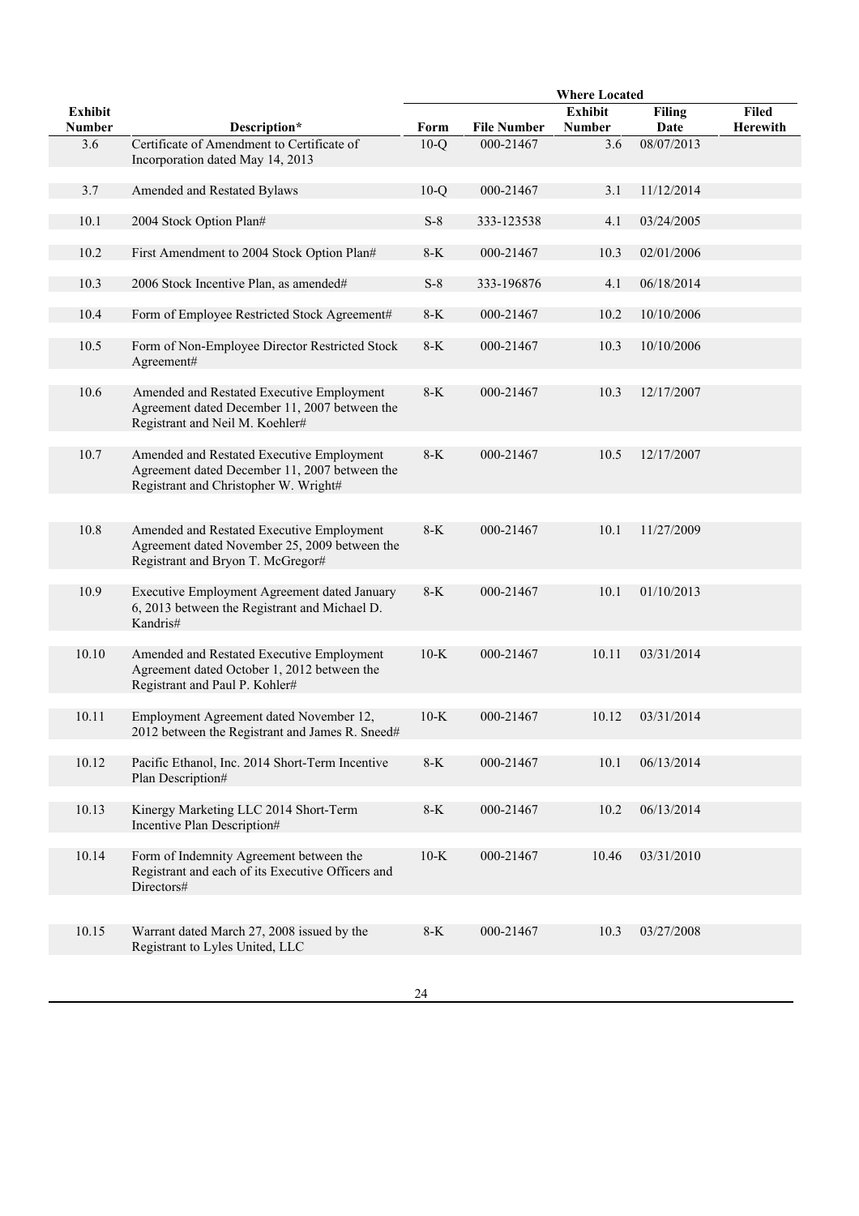| Exhibit Number | Description* | Where Located | | | | |
|---|---|---|---|---|---|---|
| | | Form | File Number | Exhibit Number | Filing Date | Filed Herewith |
| 3.6 | Certificate of Amendment to Certificate of Incorporation dated May 14, 2013 | 10-Q | 000-21467 | 3.6 | 08/07/2013 | |
| 3.7 | Amended and Restated Bylaws | 10-Q | 000-21467 | 3.1 | 11/12/2014 | |
| 10.1 | 2004 Stock Option Plan# | S-8 | 333-123538 | 4.1 | 03/24/2005 | |
| 10.2 | First Amendment to 2004 Stock Option Plan# | 8-K | 000-21467 | 10.3 | 02/01/2006 | |
| 10.3 | 2006 Stock Incentive Plan, as amended# | S-8 | 333-196876 | 4.1 | 06/18/2014 | |
| 10.4 | Form of Employee Restricted Stock Agreement# | 8-K | 000-21467 | 10.2 | 10/10/2006 | |
| 10.5 | Form of Non-Employee Director Restricted Stock Agreement# | 8-K | 000-21467 | 10.3 | 10/10/2006 | |
| 10.6 | Amended and Restated Executive Employment Agreement dated December 11, 2007 between the Registrant and Neil M. Koehler# | 8-K | 000-21467 | 10.3 | 12/17/2007 | |
| 10.7 | Amended and Restated Executive Employment Agreement dated December 11, 2007 between the Registrant and Christopher W. Wright# | 8-K | 000-21467 | 10.5 | 12/17/2007 | |
| 10.8 | Amended and Restated Executive Employment Agreement dated November 25, 2009 between the Registrant and Bryon T. McGregor# | 8-K | 000-21467 | 10.1 | 11/27/2009 | |
| 10.9 | Executive Employment Agreement dated January 6, 2013 between the Registrant and Michael D. Kandris# | 8-K | 000-21467 | 10.1 | 01/10/2013 | |
| 10.10 | Amended and Restated Executive Employment Agreement dated October 1, 2012 between the Registrant and Paul P. Kohler# | 10-K | 000-21467 | 10.11 | 03/31/2014 | |
| 10.11 | Employment Agreement dated November 12, 2012 between the Registrant and James R. Sneed# | 10-K | 000-21467 | 10.12 | 03/31/2014 | |
| 10.12 | Pacific Ethanol, Inc. 2014 Short-Term Incentive Plan Description# | 8-K | 000-21467 | 10.1 | 06/13/2014 | |
| 10.13 | Kinergy Marketing LLC 2014 Short-Term Incentive Plan Description# | 8-K | 000-21467 | 10.2 | 06/13/2014 | |
| 10.14 | Form of Indemnity Agreement between the Registrant and each of its Executive Officers and Directors# | 10-K | 000-21467 | 10.46 | 03/31/2010 | |
| 10.15 | Warrant dated March 27, 2008 issued by the Registrant to Lyles United, LLC | 8-K | 000-21467 | 10.3 | 03/27/2008 | |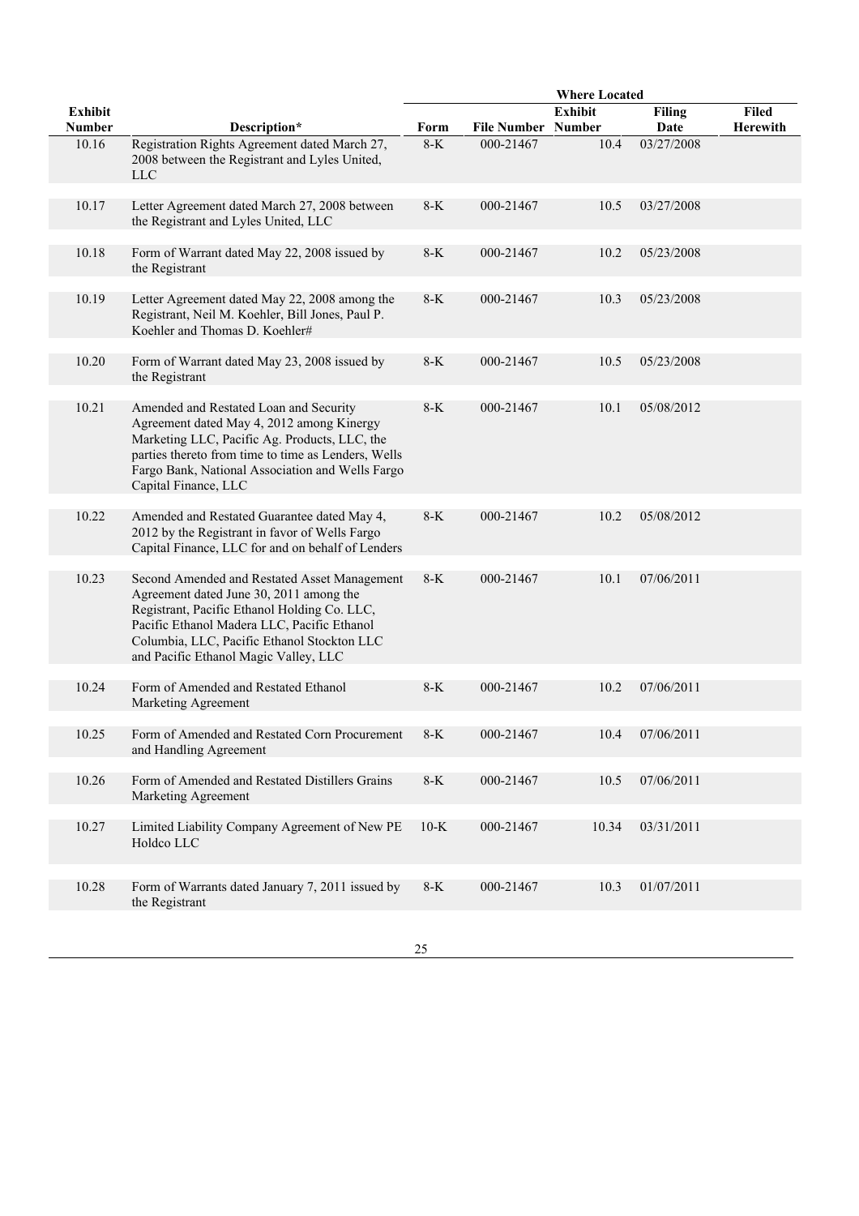| Exhibit Number | Description* | Where Located | | | | Filed Herewith |
|---|---|---|---|---|---|---|
| | | Form | File Number | Exhibit Number | Filing Date | |
| 10.16 | Registration Rights Agreement dated March 27, 2008 between the Registrant and Lyles United, LLC | 8-K | 000-21467 | 10.4 | 03/27/2008 | |
| 10.17 | Letter Agreement dated March 27, 2008 between the Registrant and Lyles United, LLC | 8-K | 000-21467 | 10.5 | 03/27/2008 | |
| 10.18 | Form of Warrant dated May 22, 2008 issued by the Registrant | 8-K | 000-21467 | 10.2 | 05/23/2008 | |
| 10.19 | Letter Agreement dated May 22, 2008 among the Registrant, Neil M. Koehler, Bill Jones, Paul P. Koehler and Thomas D. Koehler# | 8-K | 000-21467 | 10.3 | 05/23/2008 | |
| 10.20 | Form of Warrant dated May 23, 2008 issued by the Registrant | 8-K | 000-21467 | 10.5 | 05/23/2008 | |
| 10.21 | Amended and Restated Loan and Security Agreement dated May 4, 2012 among Kinergy Marketing LLC, Pacific Ag. Products, LLC, the parties thereto from time to time as Lenders, Wells Fargo Bank, National Association and Wells Fargo Capital Finance, LLC | 8-K | 000-21467 | 10.1 | 05/08/2012 | |
| 10.22 | Amended and Restated Guarantee dated May 4, 2012 by the Registrant in favor of Wells Fargo Capital Finance, LLC for and on behalf of Lenders | 8-K | 000-21467 | 10.2 | 05/08/2012 | |
| 10.23 | Second Amended and Restated Asset Management Agreement dated June 30, 2011 among the Registrant, Pacific Ethanol Holding Co. LLC, Pacific Ethanol Madera LLC, Pacific Ethanol Columbia, LLC, Pacific Ethanol Stockton LLC and Pacific Ethanol Magic Valley, LLC | 8-K | 000-21467 | 10.1 | 07/06/2011 | |
| 10.24 | Form of Amended and Restated Ethanol Marketing Agreement | 8-K | 000-21467 | 10.2 | 07/06/2011 | |
| 10.25 | Form of Amended and Restated Corn Procurement and Handling Agreement | 8-K | 000-21467 | 10.4 | 07/06/2011 | |
| 10.26 | Form of Amended and Restated Distillers Grains Marketing Agreement | 8-K | 000-21467 | 10.5 | 07/06/2011 | |
| 10.27 | Limited Liability Company Agreement of New PE Holdco LLC | 10-K | 000-21467 | 10.34 | 03/31/2011 | |
| 10.28 | Form of Warrants dated January 7, 2011 issued by the Registrant | 8-K | 000-21467 | 10.3 | 01/07/2011 | |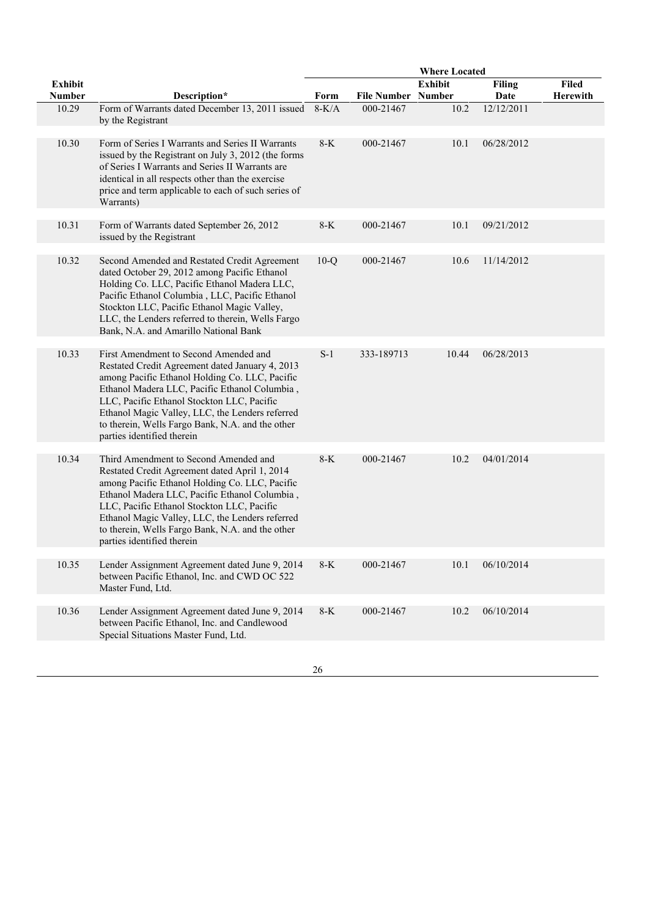| Exhibit Number | Description* | Where Located | | | | |
|---|---|---|---|---|---|---|
| | | Form | File Number | Exhibit Number | Filing Date | Filed Herewith |
| 10.29 | Form of Warrants dated December 13, 2011 issued by the Registrant | 8-K/A | 000-21467 | 10.2 | 12/12/2011 | |
| 10.30 | Form of Series I Warrants and Series II Warrants issued by the Registrant on July 3, 2012 (the forms of Series I Warrants and Series II Warrants are identical in all respects other than the exercise price and term applicable to each of such series of Warrants) | 8-K | 000-21467 | 10.1 | 06/28/2012 | |
| 10.31 | Form of Warrants dated September 26, 2012 issued by the Registrant | 8-K | 000-21467 | 10.1 | 09/21/2012 | |
| 10.32 | Second Amended and Restated Credit Agreement dated October 29, 2012 among Pacific Ethanol Holding Co. LLC, Pacific Ethanol Madera LLC, Pacific Ethanol Columbia , LLC, Pacific Ethanol Stockton LLC, Pacific Ethanol Magic Valley, LLC, the Lenders referred to therein, Wells Fargo Bank, N.A. and Amarillo National Bank | 10-Q | 000-21467 | 10.6 | 11/14/2012 | |
| 10.33 | First Amendment to Second Amended and Restated Credit Agreement dated January 4, 2013 among Pacific Ethanol Holding Co. LLC, Pacific Ethanol Madera LLC, Pacific Ethanol Columbia , LLC, Pacific Ethanol Stockton LLC, Pacific Ethanol Magic Valley, LLC, the Lenders referred to therein, Wells Fargo Bank, N.A. and the other parties identified therein | S-1 | 333-189713 | 10.44 | 06/28/2013 | |
| 10.34 | Third Amendment to Second Amended and Restated Credit Agreement dated April 1, 2014 among Pacific Ethanol Holding Co. LLC, Pacific Ethanol Madera LLC, Pacific Ethanol Columbia , LLC, Pacific Ethanol Stockton LLC, Pacific Ethanol Magic Valley, LLC, the Lenders referred to therein, Wells Fargo Bank, N.A. and the other parties identified therein | 8-K | 000-21467 | 10.2 | 04/01/2014 | |
| 10.35 | Lender Assignment Agreement dated June 9, 2014 between Pacific Ethanol, Inc. and CWD OC 522 Master Fund, Ltd. | 8-K | 000-21467 | 10.1 | 06/10/2014 | |
| 10.36 | Lender Assignment Agreement dated June 9, 2014 between Pacific Ethanol, Inc. and Candlewood Special Situations Master Fund, Ltd. | 8-K | 000-21467 | 10.2 | 06/10/2014 | |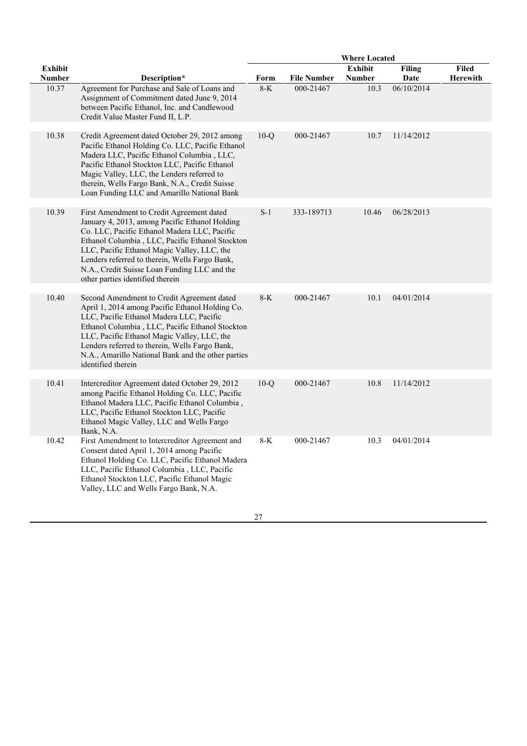| Exhibit Number | Description* | Where Located Form | File Number | Exhibit Number | Filing Date | Filed Herewith |
|---|---|---|---|---|---|---|
| 10.37 | Agreement for Purchase and Sale of Loans and Assignment of Commitment dated June 9, 2014 between Pacific Ethanol, Inc. and Candlewood Credit Value Master Fund II, L.P. | 8-K | 000-21467 | 10.3 | 06/10/2014 | |
| 10.38 | Credit Agreement dated October 29, 2012 among Pacific Ethanol Holding Co. LLC, Pacific Ethanol Madera LLC, Pacific Ethanol Columbia , LLC, Pacific Ethanol Stockton LLC, Pacific Ethanol Magic Valley, LLC, the Lenders referred to therein, Wells Fargo Bank, N.A., Credit Suisse Loan Funding LLC and Amarillo National Bank | 10-Q | 000-21467 | 10.7 | 11/14/2012 | |
| 10.39 | First Amendment to Credit Agreement dated January 4, 2013, among Pacific Ethanol Holding Co. LLC, Pacific Ethanol Madera LLC, Pacific Ethanol Columbia , LLC, Pacific Ethanol Stockton LLC, Pacific Ethanol Magic Valley, LLC, the Lenders referred to therein, Wells Fargo Bank, N.A., Credit Suisse Loan Funding LLC and the other parties identified therein | S-1 | 333-189713 | 10.46 | 06/28/2013 | |
| 10.40 | Second Amendment to Credit Agreement dated April 1, 2014 among Pacific Ethanol Holding Co. LLC, Pacific Ethanol Madera LLC, Pacific Ethanol Columbia , LLC, Pacific Ethanol Stockton LLC, Pacific Ethanol Magic Valley, LLC, the Lenders referred to therein, Wells Fargo Bank, N.A., Amarillo National Bank and the other parties identified therein | 8-K | 000-21467 | 10.1 | 04/01/2014 | |
| 10.41 | Intercreditor Agreement dated October 29, 2012 among Pacific Ethanol Holding Co. LLC, Pacific Ethanol Madera LLC, Pacific Ethanol Columbia , LLC, Pacific Ethanol Stockton LLC, Pacific Ethanol Magic Valley, LLC and Wells Fargo Bank, N.A. | 10-Q | 000-21467 | 10.8 | 11/14/2012 | |
| 10.42 | First Amendment to Intercreditor Agreement and Consent dated April 1, 2014 among Pacific Ethanol Holding Co. LLC, Pacific Ethanol Madera LLC, Pacific Ethanol Columbia , LLC, Pacific Ethanol Stockton LLC, Pacific Ethanol Magic Valley, LLC and Wells Fargo Bank, N.A. | 8-K | 000-21467 | 10.3 | 04/01/2014 | |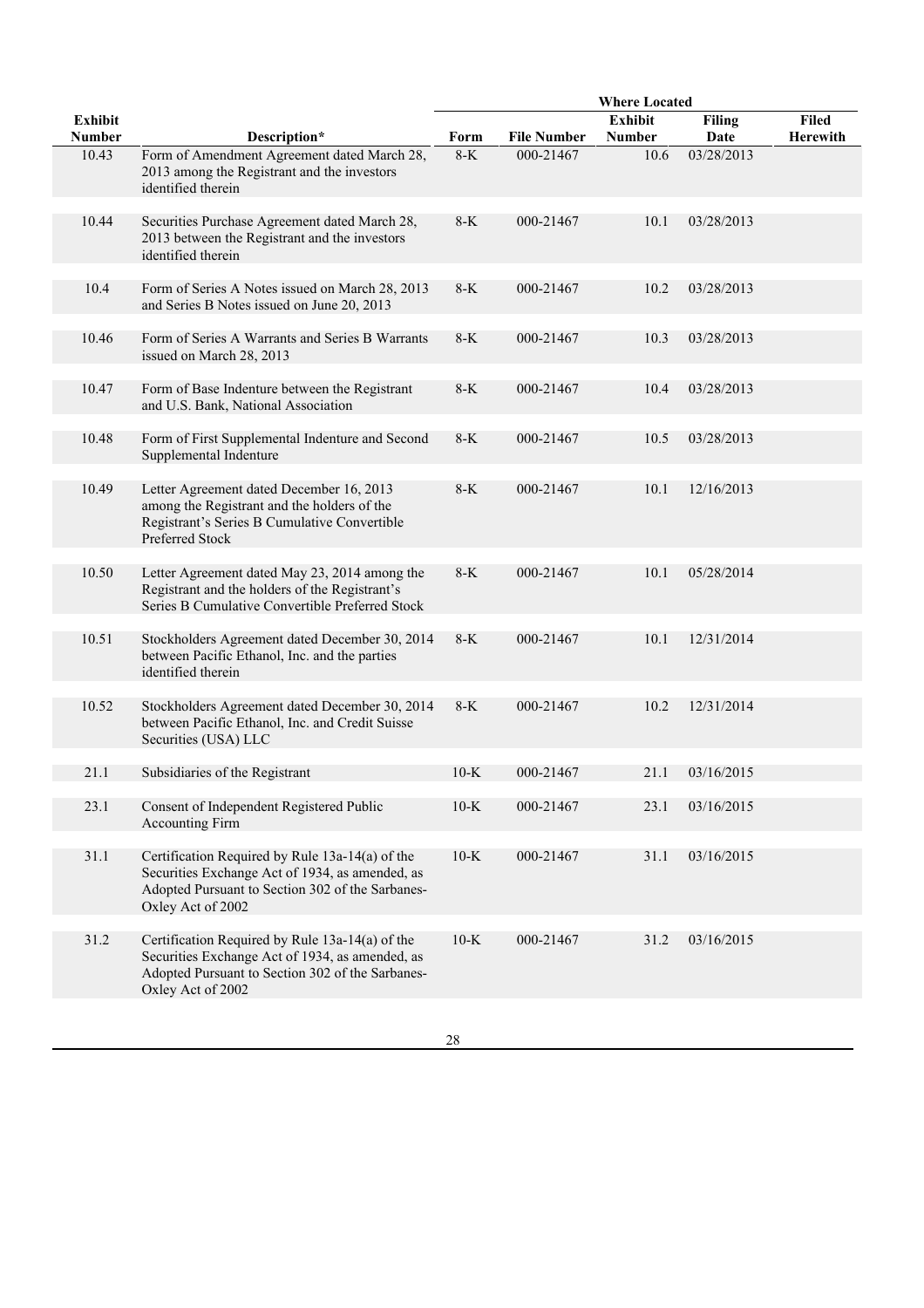| Exhibit Number | Description* | Where Located | | | | |
|---|---|---|---|---|---|---|
| | | Form | File Number | Exhibit Number | Filing Date | Filed Herewith |
| 10.43 | Form of Amendment Agreement dated March 28, 2013 among the Registrant and the investors identified therein | 8-K | 000-21467 | 10.6 | 03/28/2013 | |
| 10.44 | Securities Purchase Agreement dated March 28, 2013 between the Registrant and the investors identified therein | 8-K | 000-21467 | 10.1 | 03/28/2013 | |
| 10.4 | Form of Series A Notes issued on March 28, 2013 and Series B Notes issued on June 20, 2013 | 8-K | 000-21467 | 10.2 | 03/28/2013 | |
| 10.46 | Form of Series A Warrants and Series B Warrants issued on March 28, 2013 | 8-K | 000-21467 | 10.3 | 03/28/2013 | |
| 10.47 | Form of Base Indenture between the Registrant and U.S. Bank, National Association | 8-K | 000-21467 | 10.4 | 03/28/2013 | |
| 10.48 | Form of First Supplemental Indenture and Second Supplemental Indenture | 8-K | 000-21467 | 10.5 | 03/28/2013 | |
| 10.49 | Letter Agreement dated December 16, 2013 among the Registrant and the holders of the Registrant's Series B Cumulative Convertible Preferred Stock | 8-K | 000-21467 | 10.1 | 12/16/2013 | |
| 10.50 | Letter Agreement dated May 23, 2014 among the Registrant and the holders of the Registrant's Series B Cumulative Convertible Preferred Stock | 8-K | 000-21467 | 10.1 | 05/28/2014 | |
| 10.51 | Stockholders Agreement dated December 30, 2014 between Pacific Ethanol, Inc. and the parties identified therein | 8-K | 000-21467 | 10.1 | 12/31/2014 | |
| 10.52 | Stockholders Agreement dated December 30, 2014 between Pacific Ethanol, Inc. and Credit Suisse Securities (USA) LLC | 8-K | 000-21467 | 10.2 | 12/31/2014 | |
| 21.1 | Subsidiaries of the Registrant | 10-K | 000-21467 | 21.1 | 03/16/2015 | |
| 23.1 | Consent of Independent Registered Public Accounting Firm | 10-K | 000-21467 | 23.1 | 03/16/2015 | |
| 31.1 | Certification Required by Rule 13a-14(a) of the Securities Exchange Act of 1934, as amended, as Adopted Pursuant to Section 302 of the Sarbanes-Oxley Act of 2002 | 10-K | 000-21467 | 31.1 | 03/16/2015 | |
| 31.2 | Certification Required by Rule 13a-14(a) of the Securities Exchange Act of 1934, as amended, as Adopted Pursuant to Section 302 of the Sarbanes-Oxley Act of 2002 | 10-K | 000-21467 | 31.2 | 03/16/2015 | |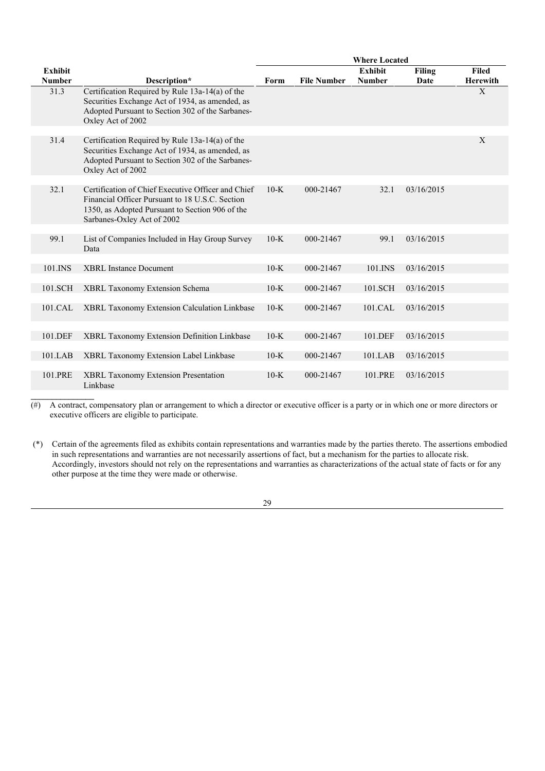| Exhibit Number | Description* | Where Located | | | | |
|---|---|---|---|---|---|---|
| | | Form | File Number | Exhibit Number | Filing Date | Filed Herewith |
| 31.3 | Certification Required by Rule 13a-14(a) of the Securities Exchange Act of 1934, as amended, as Adopted Pursuant to Section 302 of the Sarbanes-Oxley Act of 2002 | | | | | X |
| 31.4 | Certification Required by Rule 13a-14(a) of the Securities Exchange Act of 1934, as amended, as Adopted Pursuant to Section 302 of the Sarbanes-Oxley Act of 2002 | | | | | X |
| 32.1 | Certification of Chief Executive Officer and Chief Financial Officer Pursuant to 18 U.S.C. Section 1350, as Adopted Pursuant to Section 906 of the Sarbanes-Oxley Act of 2002 | 10-K | 000-21467 | 32.1 | 03/16/2015 | |
| 99.1 | List of Companies Included in Hay Group Survey Data | 10-K | 000-21467 | 99.1 | 03/16/2015 | |
| 101.INS | XBRL Instance Document | 10-K | 000-21467 | 101.INS | 03/16/2015 | |
| 101.SCH | XBRL Taxonomy Extension Schema | 10-K | 000-21467 | 101.SCH | 03/16/2015 | |
| 101.CAL | XBRL Taxonomy Extension Calculation Linkbase | 10-K | 000-21467 | 101.CAL | 03/16/2015 | |
| 101.DEF | XBRL Taxonomy Extension Definition Linkbase | 10-K | 000-21467 | 101.DEF | 03/16/2015 | |
| 101.LAB | XBRL Taxonomy Extension Label Linkbase | 10-K | 000-21467 | 101.LAB | 03/16/2015 | |
| 101.PRE | XBRL Taxonomy Extension Presentation Linkbase | 10-K | 000-21467 | 101.PRE | 03/16/2015 | |

(#) A contract, compensatory plan or arrangement to which a director or executive officer is a party or in which one or more directors or executive officers are eligible to participate.

(*) Certain of the agreements filed as exhibits contain representations and warranties made by the parties thereto. The assertions embodied in such representations and warranties are not necessarily assertions of fact, but a mechanism for the parties to allocate risk. Accordingly, investors should not rely on the representations and warranties as characterizations of the actual state of facts or for any other purpose at the time they were made or otherwise.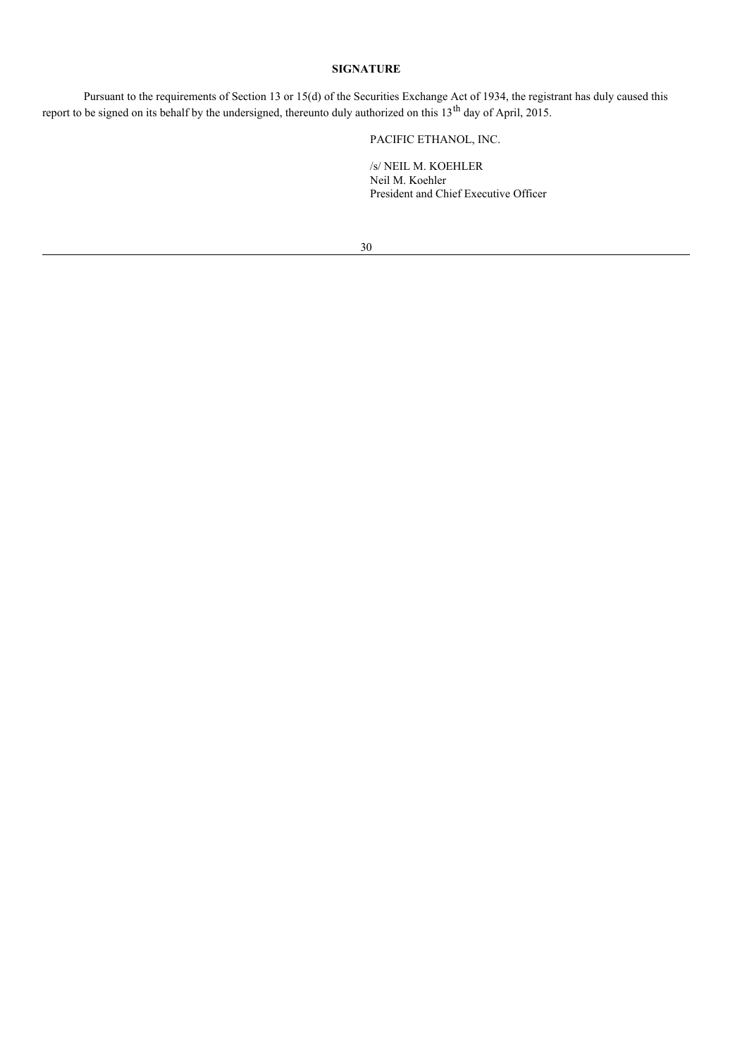**SIGNATURE**

Pursuant to the requirements of Section 13 or 15(d) of the Securities Exchange Act of 1934, the registrant has duly caused this report to be signed on its behalf by the undersigned, thereunto duly authorized on this 13th day of April, 2015.

PACIFIC ETHANOL, INC.

/s/ NEIL M. KOEHLER
Neil M. Koehler
President and Chief Executive Officer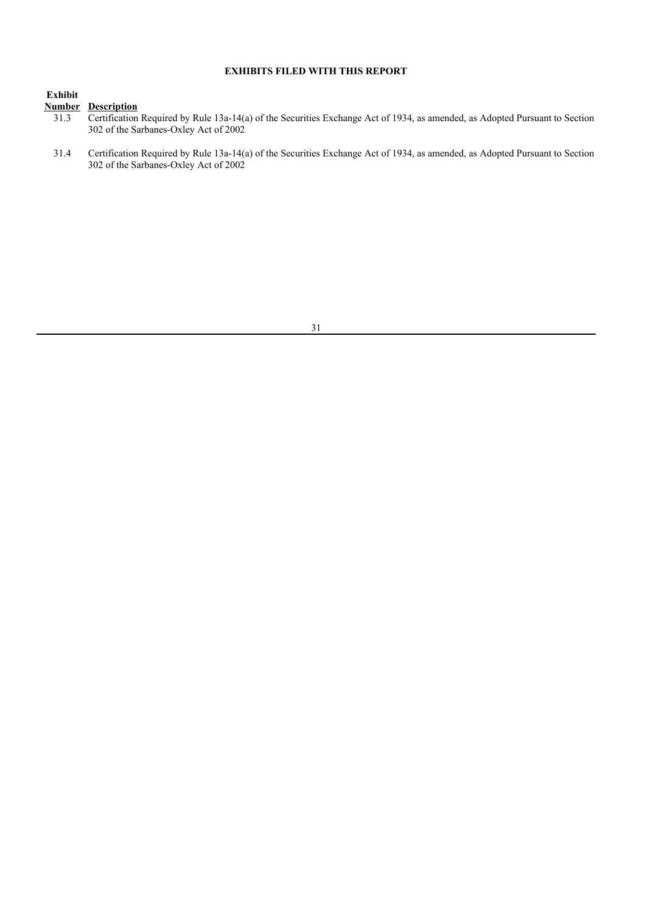**EXHIBITS FILED WITH THIS REPORT**

| Exhibit Number | Description |
|---|---|
| 31.3 | Certification Required by Rule 13a-14(a) of the Securities Exchange Act of 1934, as amended, as Adopted Pursuant to Section 302 of the Sarbanes-Oxley Act of 2002 |
| 31.4 | Certification Required by Rule 13a-14(a) of the Securities Exchange Act of 1934, as amended, as Adopted Pursuant to Section 302 of the Sarbanes-Oxley Act of 2002 |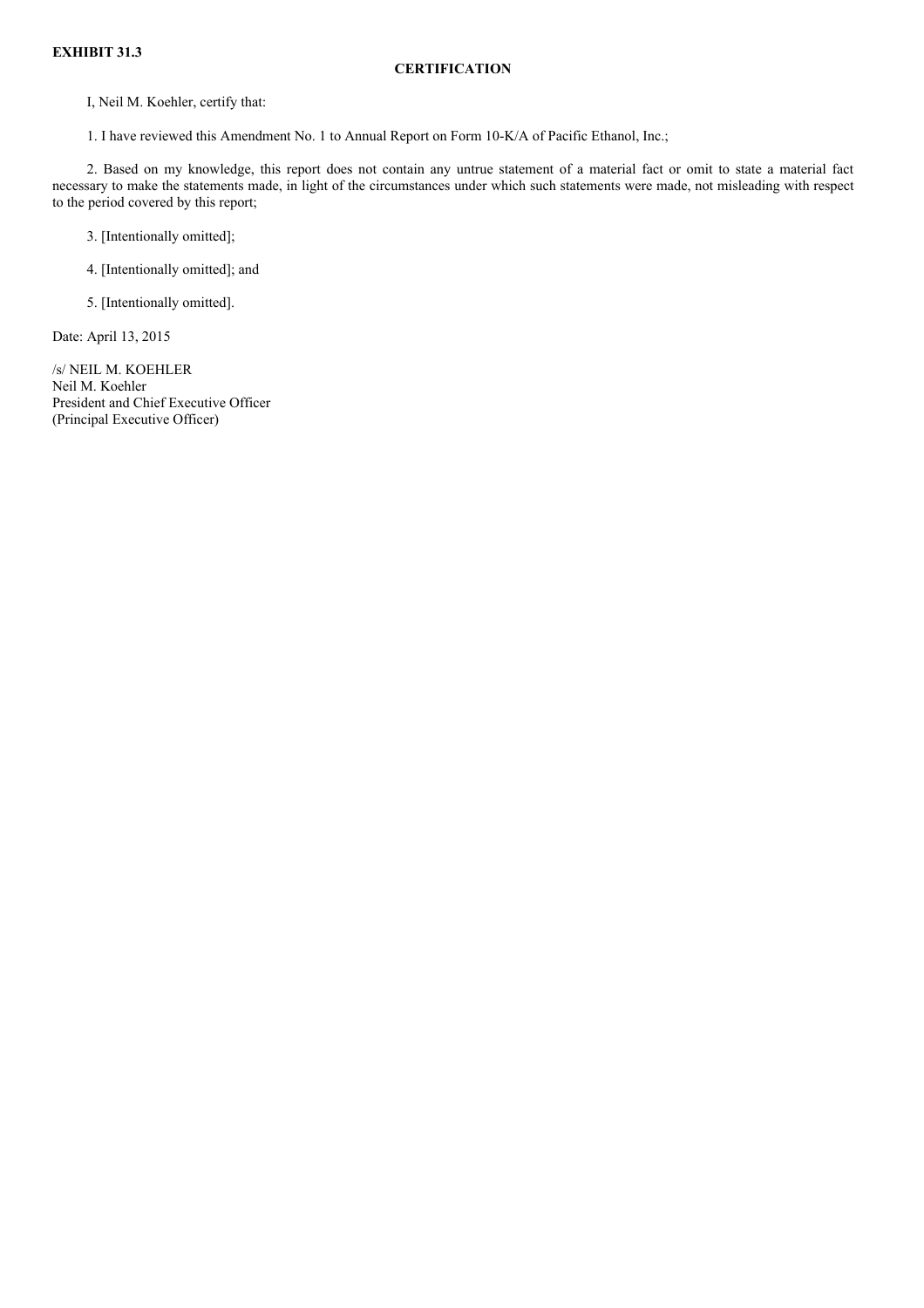**EXHIBIT 31.3**

**CERTIFICATION**

I, Neil M. Koehler, certify that:

1. I have reviewed this Amendment No. 1 to Annual Report on Form 10-K/A of Pacific Ethanol, Inc.;

2. Based on my knowledge, this report does not contain any untrue statement of a material fact or omit to state a material fact necessary to make the statements made, in light of the circumstances under which such statements were made, not misleading with respect to the period covered by this report;

3. [Intentionally omitted];

4. [Intentionally omitted]; and

5. [Intentionally omitted].

Date: April 13, 2015

/s/ NEIL M. KOEHLER
Neil M. Koehler
President and Chief Executive Officer
(Principal Executive Officer)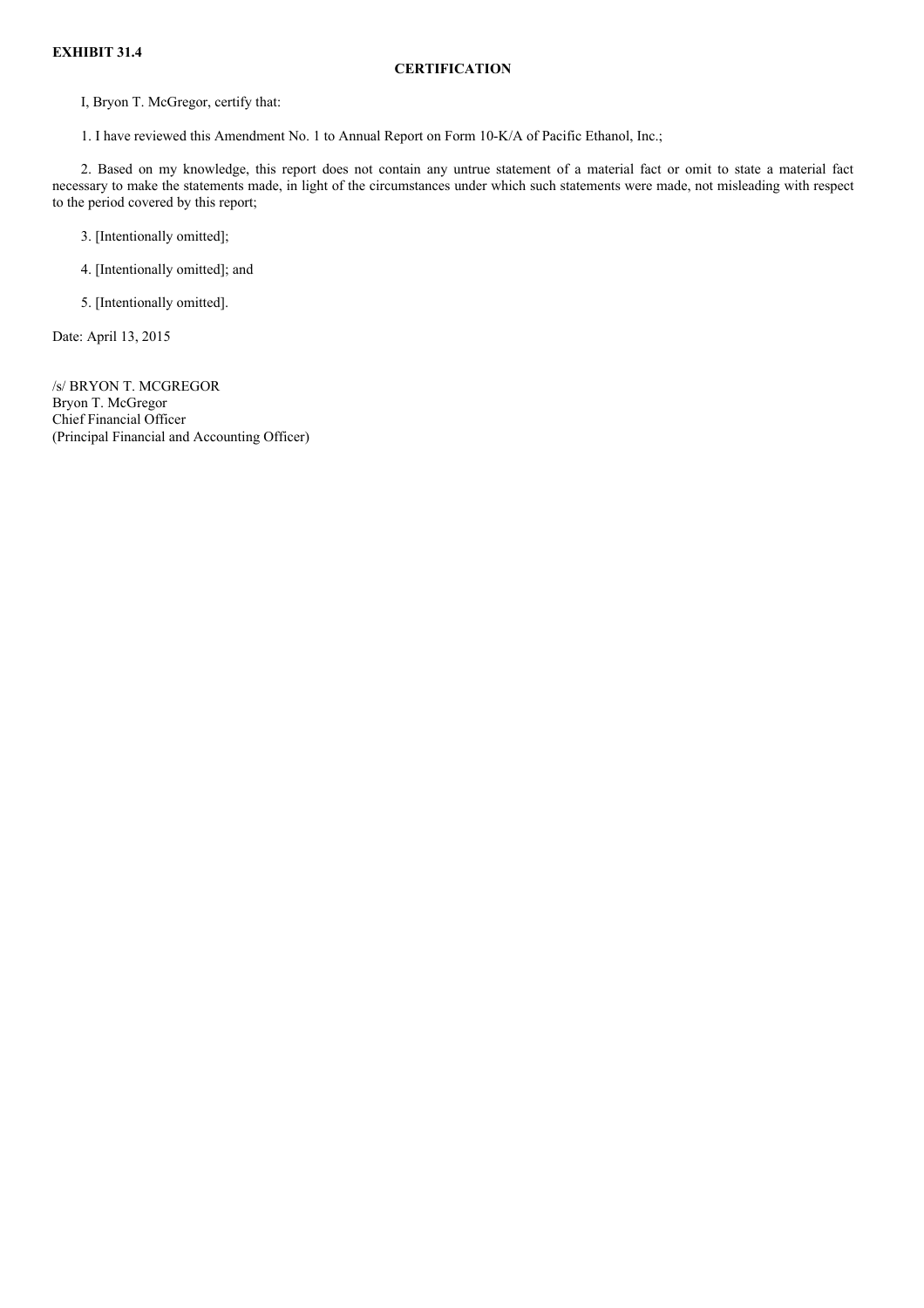**EXHIBIT 31.4**

**CERTIFICATION**

I, Bryon T. McGregor, certify that:

1. I have reviewed this Amendment No. 1 to Annual Report on Form 10-K/A of Pacific Ethanol, Inc.;

2. Based on my knowledge, this report does not contain any untrue statement of a material fact or omit to state a material fact necessary to make the statements made, in light of the circumstances under which such statements were made, not misleading with respect to the period covered by this report;

3. [Intentionally omitted];

4. [Intentionally omitted]; and

5. [Intentionally omitted].

Date: April 13, 2015

/s/ BRYON T. MCGREGOR
Bryon T. McGregor
Chief Financial Officer
(Principal Financial and Accounting Officer)